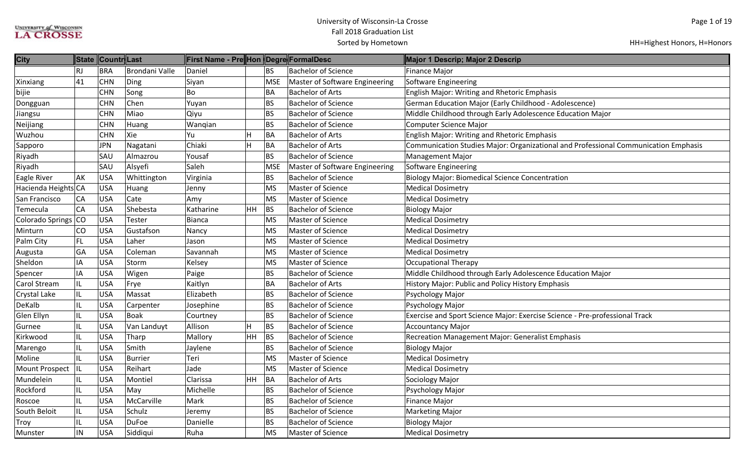University of Wisconsin-La Crosse
Fall 2018 Graduation List
Sorted by Hometown

HH=Highest Honors, H=Honors

| City | State | Countr | Last | First Name - Pre | Hon | Degre | FormalDesc | Major 1 Descrip; Major 2 Descrip |
|---|---|---|---|---|---|---|---|---|
| | RJ | BRA | Brondani Valle | Daniel | | BS | Bachelor of Science | Finance Major |
| Xinxiang | 41 | CHN | Ding | Siyan | | MSE | Master of Software Engineering | Software Engineering |
| bijie | | CHN | Song | Bo | | BA | Bachelor of Arts | English Major: Writing and Rhetoric Emphasis |
| Dongguan | | CHN | Chen | Yuyan | | BS | Bachelor of Science | German Education Major (Early Childhood - Adolescence) |
| Jiangsu | | CHN | Miao | Qiyu | | BS | Bachelor of Science | Middle Childhood through Early Adolescence Education Major |
| Neijiang | | CHN | Huang | Wanqian | | BS | Bachelor of Science | Computer Science Major |
| Wuzhou | | CHN | Xie | Yu | H | BA | Bachelor of Arts | English Major: Writing and Rhetoric Emphasis |
| Sapporo | | JPN | Nagatani | Chiaki | H | BA | Bachelor of Arts | Communication Studies Major: Organizational and Professional Communication Emphasis |
| Riyadh | | SAU | Almazrou | Yousaf | | BS | Bachelor of Science | Management Major |
| Riyadh | | SAU | Alsyefi | Saleh | | MSE | Master of Software Engineering | Software Engineering |
| Eagle River | AK | USA | Whittington | Virginia | | BS | Bachelor of Science | Biology Major: Biomedical Science Concentration |
| Hacienda Heights | CA | USA | Huang | Jenny | | MS | Master of Science | Medical Dosimetry |
| San Francisco | CA | USA | Cate | Amy | | MS | Master of Science | Medical Dosimetry |
| Temecula | CA | USA | Shebesta | Katharine | HH | BS | Bachelor of Science | Biology Major |
| Colorado Springs | CO | USA | Tester | Bianca | | MS | Master of Science | Medical Dosimetry |
| Minturn | CO | USA | Gustafson | Nancy | | MS | Master of Science | Medical Dosimetry |
| Palm City | FL | USA | Laher | Jason | | MS | Master of Science | Medical Dosimetry |
| Augusta | GA | USA | Coleman | Savannah | | MS | Master of Science | Medical Dosimetry |
| Sheldon | IA | USA | Storm | Kelsey | | MS | Master of Science | Occupational Therapy |
| Spencer | IA | USA | Wigen | Paige | | BS | Bachelor of Science | Middle Childhood through Early Adolescence Education Major |
| Carol Stream | IL | USA | Frye | Kaitlyn | | BA | Bachelor of Arts | History Major: Public and Policy History Emphasis |
| Crystal Lake | IL | USA | Massat | Elizabeth | | BS | Bachelor of Science | Psychology Major |
| DeKalb | IL | USA | Carpenter | Josephine | | BS | Bachelor of Science | Psychology Major |
| Glen Ellyn | IL | USA | Boak | Courtney | | BS | Bachelor of Science | Exercise and Sport Science Major: Exercise Science - Pre-professional Track |
| Gurnee | IL | USA | Van Landuyt | Allison | H | BS | Bachelor of Science | Accountancy Major |
| Kirkwood | IL | USA | Tharp | Mallory | HH | BS | Bachelor of Science | Recreation Management Major: Generalist Emphasis |
| Marengo | IL | USA | Smith | Jaylene | | BS | Bachelor of Science | Biology Major |
| Moline | IL | USA | Burrier | Teri | | MS | Master of Science | Medical Dosimetry |
| Mount Prospect | IL | USA | Reihart | Jade | | MS | Master of Science | Medical Dosimetry |
| Mundelein | IL | USA | Montiel | Clarissa | HH | BA | Bachelor of Arts | Sociology Major |
| Rockford | IL | USA | May | Michelle | | BS | Bachelor of Science | Psychology Major |
| Roscoe | IL | USA | McCarville | Mark | | BS | Bachelor of Science | Finance Major |
| South Beloit | IL | USA | Schulz | Jeremy | | BS | Bachelor of Science | Marketing Major |
| Troy | IL | USA | DuFoe | Danielle | | BS | Bachelor of Science | Biology Major |
| Munster | IN | USA | Siddiqui | Ruha | | MS | Master of Science | Medical Dosimetry |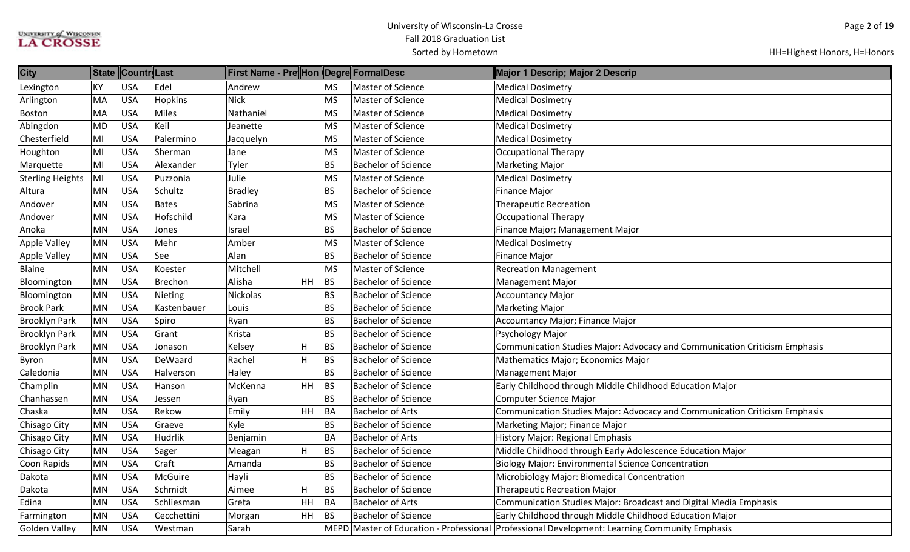# University of Wisconsin-La Crosse
## Fall 2018 Graduation List
### Sorted by Hometown

HH=Highest Honors, H=Honors

| City | State | Country | Last | First Name - Pre | Hon | Degree | FormalDesc | Major 1 Descrip; Major 2 Descrip |
|---|---|---|---|---|---|---|---|---|
| Lexington | KY | USA | Edel | Andrew | | MS | Master of Science | Medical Dosimetry |
| Arlington | MA | USA | Hopkins | Nick | | MS | Master of Science | Medical Dosimetry |
| Boston | MA | USA | Miles | Nathaniel | | MS | Master of Science | Medical Dosimetry |
| Abingdon | MD | USA | Keil | Jeanette | | MS | Master of Science | Medical Dosimetry |
| Chesterfield | MI | USA | Palermino | Jacquelyn | | MS | Master of Science | Medical Dosimetry |
| Houghton | MI | USA | Sherman | Jane | | MS | Master of Science | Occupational Therapy |
| Marquette | MI | USA | Alexander | Tyler | | BS | Bachelor of Science | Marketing Major |
| Sterling Heights | MI | USA | Puzzonia | Julie | | MS | Master of Science | Medical Dosimetry |
| Altura | MN | USA | Schultz | Bradley | | BS | Bachelor of Science | Finance Major |
| Andover | MN | USA | Bates | Sabrina | | MS | Master of Science | Therapeutic Recreation |
| Andover | MN | USA | Hofschild | Kara | | MS | Master of Science | Occupational Therapy |
| Anoka | MN | USA | Jones | Israel | | BS | Bachelor of Science | Finance Major; Management Major |
| Apple Valley | MN | USA | Mehr | Amber | | MS | Master of Science | Medical Dosimetry |
| Apple Valley | MN | USA | See | Alan | | BS | Bachelor of Science | Finance Major |
| Blaine | MN | USA | Koester | Mitchell | | MS | Master of Science | Recreation Management |
| Bloomington | MN | USA | Brechon | Alisha | HH | BS | Bachelor of Science | Management Major |
| Bloomington | MN | USA | Nieting | Nickolas | | BS | Bachelor of Science | Accountancy Major |
| Brook Park | MN | USA | Kastenbauer | Louis | | BS | Bachelor of Science | Marketing Major |
| Brooklyn Park | MN | USA | Spiro | Ryan | | BS | Bachelor of Science | Accountancy Major; Finance Major |
| Brooklyn Park | MN | USA | Grant | Krista | | BS | Bachelor of Science | Psychology Major |
| Brooklyn Park | MN | USA | Jonason | Kelsey | H | BS | Bachelor of Science | Communication Studies Major: Advocacy and Communication Criticism Emphasis |
| Byron | MN | USA | DeWaard | Rachel | H | BS | Bachelor of Science | Mathematics Major; Economics Major |
| Caledonia | MN | USA | Halverson | Haley | | BS | Bachelor of Science | Management Major |
| Champlin | MN | USA | Hanson | McKenna | HH | BS | Bachelor of Science | Early Childhood through Middle Childhood Education Major |
| Chanhassen | MN | USA | Jessen | Ryan | | BS | Bachelor of Science | Computer Science Major |
| Chaska | MN | USA | Rekow | Emily | HH | BA | Bachelor of Arts | Communication Studies Major: Advocacy and Communication Criticism Emphasis |
| Chisago City | MN | USA | Graeve | Kyle | | BS | Bachelor of Science | Marketing Major; Finance Major |
| Chisago City | MN | USA | Hudrlik | Benjamin | | BA | Bachelor of Arts | History Major: Regional Emphasis |
| Chisago City | MN | USA | Sager | Meagan | H | BS | Bachelor of Science | Middle Childhood through Early Adolescence Education Major |
| Coon Rapids | MN | USA | Craft | Amanda | | BS | Bachelor of Science | Biology Major: Environmental Science Concentration |
| Dakota | MN | USA | McGuire | Hayli | | BS | Bachelor of Science | Microbiology Major: Biomedical Concentration |
| Dakota | MN | USA | Schmidt | Aimee | H | BS | Bachelor of Science | Therapeutic Recreation Major |
| Edina | MN | USA | Schliesman | Greta | HH | BA | Bachelor of Arts | Communication Studies Major: Broadcast and Digital Media Emphasis |
| Farmington | MN | USA | Cecchettini | Morgan | HH | BS | Bachelor of Science | Early Childhood through Middle Childhood Education Major |
| Golden Valley | MN | USA | Westman | Sarah | | MEPD | Master of Education - Professional | Professional Development: Learning Community Emphasis |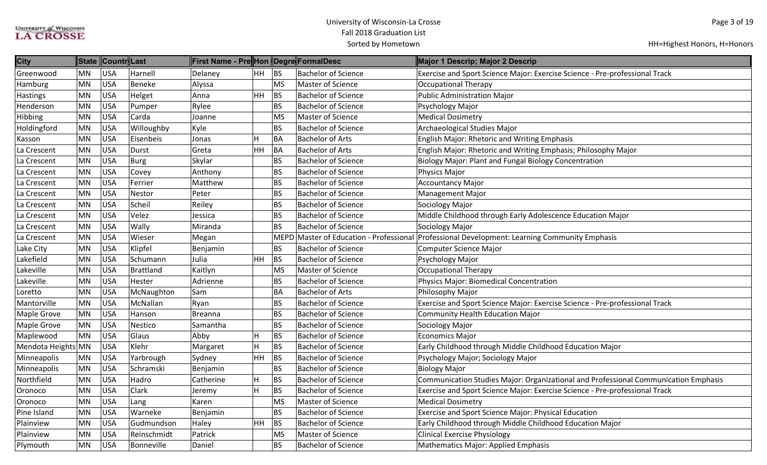| City | State | Countr | Last | First Name - Pre | Hon | Degre | FormalDesc | Major 1 Descrip; Major 2 Descrip |
|---|---|---|---|---|---|---|---|---|
| Greenwood | MN | USA | Harnell | Delaney | HH | BS | Bachelor of Science | Exercise and Sport Science Major: Exercise Science - Pre-professional Track |
| Hamburg | MN | USA | Beneke | Alyssa | | MS | Master of Science | Occupational Therapy |
| Hastings | MN | USA | Helget | Anna | HH | BS | Bachelor of Science | Public Administration Major |
| Henderson | MN | USA | Pumper | Rylee | | BS | Bachelor of Science | Psychology Major |
| Hibbing | MN | USA | Carda | Joanne | | MS | Master of Science | Medical Dosimetry |
| Holdingford | MN | USA | Willoughby | Kyle | | BS | Bachelor of Science | Archaeological Studies Major |
| Kasson | MN | USA | Eisenbeis | Jonas | H | BA | Bachelor of Arts | English Major: Rhetoric and Writing Emphasis |
| La Crescent | MN | USA | Durst | Greta | HH | BA | Bachelor of Arts | English Major: Rhetoric and Writing Emphasis; Philosophy Major |
| La Crescent | MN | USA | Burg | Skylar | | BS | Bachelor of Science | Biology Major: Plant and Fungal Biology Concentration |
| La Crescent | MN | USA | Covey | Anthony | | BS | Bachelor of Science | Physics Major |
| La Crescent | MN | USA | Ferrier | Matthew | | BS | Bachelor of Science | Accountancy Major |
| La Crescent | MN | USA | Nestor | Peter | | BS | Bachelor of Science | Management Major |
| La Crescent | MN | USA | Scheil | Reiley | | BS | Bachelor of Science | Sociology Major |
| La Crescent | MN | USA | Velez | Jessica | | BS | Bachelor of Science | Middle Childhood through Early Adolescence Education Major |
| La Crescent | MN | USA | Wally | Miranda | | BS | Bachelor of Science | Sociology Major |
| La Crescent | MN | USA | Wieser | Megan | | MEPD | Master of Education - Professional | Professional Development: Learning Community Emphasis |
| Lake City | MN | USA | Klipfel | Benjamin | | BS | Bachelor of Science | Computer Science Major |
| Lakefield | MN | USA | Schumann | Julia | HH | BS | Bachelor of Science | Psychology Major |
| Lakeville | MN | USA | Brattland | Kaitlyn | | MS | Master of Science | Occupational Therapy |
| Lakeville | MN | USA | Hester | Adrienne | | BS | Bachelor of Science | Physics Major: Biomedical Concentration |
| Loretto | MN | USA | McNaughton | Sam | | BA | Bachelor of Arts | Philosophy Major |
| Mantorville | MN | USA | McNallan | Ryan | | BS | Bachelor of Science | Exercise and Sport Science Major: Exercise Science - Pre-professional Track |
| Maple Grove | MN | USA | Hanson | Breanna | | BS | Bachelor of Science | Community Health Education Major |
| Maple Grove | MN | USA | Nestico | Samantha | | BS | Bachelor of Science | Sociology Major |
| Maplewood | MN | USA | Glaus | Abby | H | BS | Bachelor of Science | Economics Major |
| Mendota Heights | MN | USA | Klehr | Margaret | H | BS | Bachelor of Science | Early Childhood through Middle Childhood Education Major |
| Minneapolis | MN | USA | Yarbrough | Sydney | HH | BS | Bachelor of Science | Psychology Major; Sociology Major |
| Minneapolis | MN | USA | Schramski | Benjamin | | BS | Bachelor of Science | Biology Major |
| Northfield | MN | USA | Hadro | Catherine | H | BS | Bachelor of Science | Communication Studies Major: Organizational and Professional Communication Emphasis |
| Oronoco | MN | USA | Clark | Jeremy | H | BS | Bachelor of Science | Exercise and Sport Science Major: Exercise Science - Pre-professional Track |
| Oronoco | MN | USA | Lang | Karen | | MS | Master of Science | Medical Dosimetry |
| Pine Island | MN | USA | Warneke | Benjamin | | BS | Bachelor of Science | Exercise and Sport Science Major: Physical Education |
| Plainview | MN | USA | Gudmundson | Haley | HH | BS | Bachelor of Science | Early Childhood through Middle Childhood Education Major |
| Plainview | MN | USA | Reinschmidt | Patrick | | MS | Master of Science | Clinical Exercise Physiology |
| Plymouth | MN | USA | Bonneville | Daniel | | BS | Bachelor of Science | Mathematics Major: Applied Emphasis |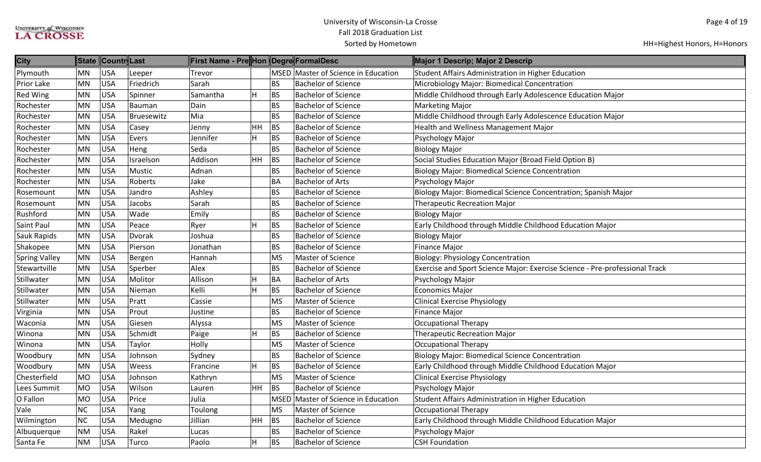University of Wisconsin-La Crosse
Fall 2018 Graduation List
Sorted by Hometown

HH=Highest Honors, H=Honors

| City | State | Countr | Last | First Name - Pre | Hon | Degre | FormalDesc | Major 1 Descrip; Major 2 Descrip |
|---|---|---|---|---|---|---|---|---|
| Plymouth | MN | USA | Leeper | Trevor | | MSED | Master of Science in Education | Student Affairs Administration in Higher Education |
| Prior Lake | MN | USA | Friedrich | Sarah | | BS | Bachelor of Science | Microbiology Major: Biomedical Concentration |
| Red Wing | MN | USA | Spinner | Samantha | H | BS | Bachelor of Science | Middle Childhood through Early Adolescence Education Major |
| Rochester | MN | USA | Bauman | Dain | | BS | Bachelor of Science | Marketing Major |
| Rochester | MN | USA | Bruesewitz | Mia | | BS | Bachelor of Science | Middle Childhood through Early Adolescence Education Major |
| Rochester | MN | USA | Casey | Jenny | HH | BS | Bachelor of Science | Health and Wellness Management Major |
| Rochester | MN | USA | Evers | Jennifer | H | BS | Bachelor of Science | Psychology Major |
| Rochester | MN | USA | Heng | Seda | | BS | Bachelor of Science | Biology Major |
| Rochester | MN | USA | Israelson | Addison | HH | BS | Bachelor of Science | Social Studies Education Major (Broad Field Option B) |
| Rochester | MN | USA | Mustic | Adnan | | BS | Bachelor of Science | Biology Major: Biomedical Science Concentration |
| Rochester | MN | USA | Roberts | Jake | | BA | Bachelor of Arts | Psychology Major |
| Rosemount | MN | USA | Jandro | Ashley | | BS | Bachelor of Science | Biology Major: Biomedical Science Concentration; Spanish Major |
| Rosemount | MN | USA | Jacobs | Sarah | | BS | Bachelor of Science | Therapeutic Recreation Major |
| Rushford | MN | USA | Wade | Emily | | BS | Bachelor of Science | Biology Major |
| Saint Paul | MN | USA | Peace | Ryer | H | BS | Bachelor of Science | Early Childhood through Middle Childhood Education Major |
| Sauk Rapids | MN | USA | Dvorak | Joshua | | BS | Bachelor of Science | Biology Major |
| Shakopee | MN | USA | Pierson | Jonathan | | BS | Bachelor of Science | Finance Major |
| Spring Valley | MN | USA | Bergen | Hannah | | MS | Master of Science | Biology: Physiology Concentration |
| Stewartville | MN | USA | Sperber | Alex | | BS | Bachelor of Science | Exercise and Sport Science Major: Exercise Science - Pre-professional Track |
| Stillwater | MN | USA | Molitor | Allison | H | BA | Bachelor of Arts | Psychology Major |
| Stillwater | MN | USA | Nieman | Kelli | H | BS | Bachelor of Science | Economics Major |
| Stillwater | MN | USA | Pratt | Cassie | | MS | Master of Science | Clinical Exercise Physiology |
| Virginia | MN | USA | Prout | Justine | | BS | Bachelor of Science | Finance Major |
| Waconia | MN | USA | Giesen | Alyssa | | MS | Master of Science | Occupational Therapy |
| Winona | MN | USA | Schmidt | Paige | H | BS | Bachelor of Science | Therapeutic Recreation Major |
| Winona | MN | USA | Taylor | Holly | | MS | Master of Science | Occupational Therapy |
| Woodbury | MN | USA | Johnson | Sydney | | BS | Bachelor of Science | Biology Major: Biomedical Science Concentration |
| Woodbury | MN | USA | Weess | Francine | H | BS | Bachelor of Science | Early Childhood through Middle Childhood Education Major |
| Chesterfield | MO | USA | Johnson | Kathryn | | MS | Master of Science | Clinical Exercise Physiology |
| Lees Summit | MO | USA | Wilson | Lauren | HH | BS | Bachelor of Science | Psychology Major |
| O Fallon | MO | USA | Price | Julia | | MSED | Master of Science in Education | Student Affairs Administration in Higher Education |
| Vale | NC | USA | Yang | Toulong | | MS | Master of Science | Occupational Therapy |
| Wilmington | NC | USA | Medugno | Jillian | HH | BS | Bachelor of Science | Early Childhood through Middle Childhood Education Major |
| Albuquerque | NM | USA | Rakel | Lucas | | BS | Bachelor of Science | Psychology Major |
| Santa Fe | NM | USA | Turco | Paolo | H | BS | Bachelor of Science | CSH Foundation |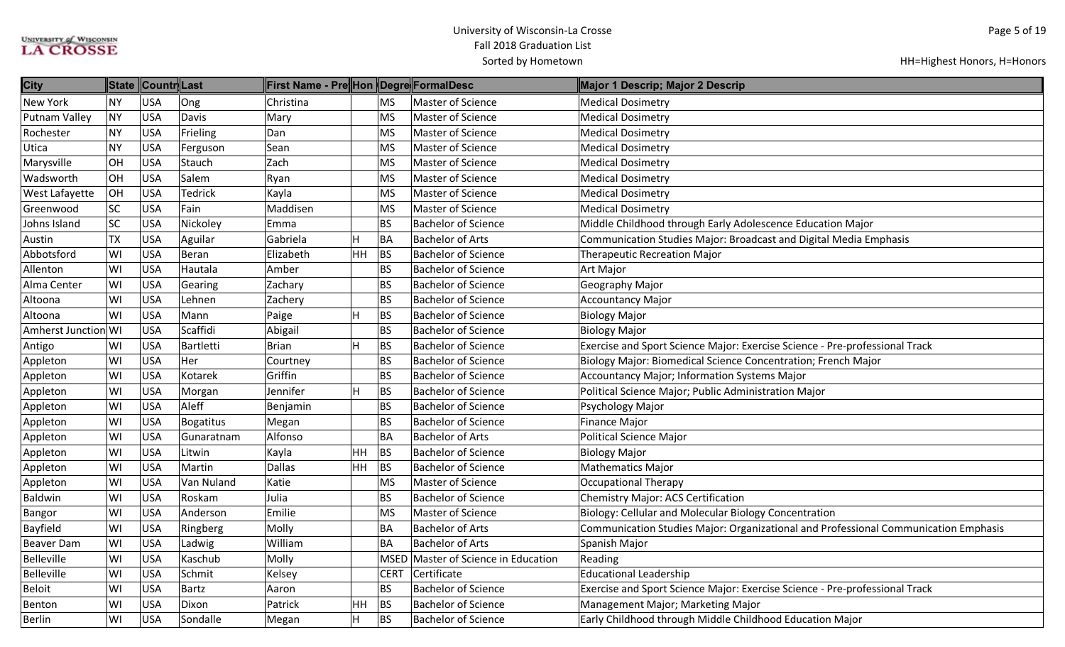| City | State | Countr | Last | First Name - Pre | Hon | Degre | FormalDesc | Major 1 Descrip; Major 2 Descrip |
|---|---|---|---|---|---|---|---|---|
| New York | NY | USA | Ong | Christina | | MS | Master of Science | Medical Dosimetry |
| Putnam Valley | NY | USA | Davis | Mary | | MS | Master of Science | Medical Dosimetry |
| Rochester | NY | USA | Frieling | Dan | | MS | Master of Science | Medical Dosimetry |
| Utica | NY | USA | Ferguson | Sean | | MS | Master of Science | Medical Dosimetry |
| Marysville | OH | USA | Stauch | Zach | | MS | Master of Science | Medical Dosimetry |
| Wadsworth | OH | USA | Salem | Ryan | | MS | Master of Science | Medical Dosimetry |
| West Lafayette | OH | USA | Tedrick | Kayla | | MS | Master of Science | Medical Dosimetry |
| Greenwood | SC | USA | Fain | Maddisen | | MS | Master of Science | Medical Dosimetry |
| Johns Island | SC | USA | Nickoley | Emma | | BS | Bachelor of Science | Middle Childhood through Early Adolescence Education Major |
| Austin | TX | USA | Aguilar | Gabriela | H | BA | Bachelor of Arts | Communication Studies Major: Broadcast and Digital Media Emphasis |
| Abbotsford | WI | USA | Beran | Elizabeth | HH | BS | Bachelor of Science | Therapeutic Recreation Major |
| Allenton | WI | USA | Hautala | Amber | | BS | Bachelor of Science | Art Major |
| Alma Center | WI | USA | Gearing | Zachary | | BS | Bachelor of Science | Geography Major |
| Altoona | WI | USA | Lehnen | Zachery | | BS | Bachelor of Science | Accountancy Major |
| Altoona | WI | USA | Mann | Paige | H | BS | Bachelor of Science | Biology Major |
| Amherst Junction | WI | USA | Scaffidi | Abigail | | BS | Bachelor of Science | Biology Major |
| Antigo | WI | USA | Bartletti | Brian | H | BS | Bachelor of Science | Exercise and Sport Science Major: Exercise Science - Pre-professional Track |
| Appleton | WI | USA | Her | Courtney | | BS | Bachelor of Science | Biology Major: Biomedical Science Concentration; French Major |
| Appleton | WI | USA | Kotarek | Griffin | | BS | Bachelor of Science | Accountancy Major; Information Systems Major |
| Appleton | WI | USA | Morgan | Jennifer | H | BS | Bachelor of Science | Political Science Major; Public Administration Major |
| Appleton | WI | USA | Aleff | Benjamin | | BS | Bachelor of Science | Psychology Major |
| Appleton | WI | USA | Bogatitus | Megan | | BS | Bachelor of Science | Finance Major |
| Appleton | WI | USA | Gunaratnam | Alfonso | | BA | Bachelor of Arts | Political Science Major |
| Appleton | WI | USA | Litwin | Kayla | HH | BS | Bachelor of Science | Biology Major |
| Appleton | WI | USA | Martin | Dallas | HH | BS | Bachelor of Science | Mathematics Major |
| Appleton | WI | USA | Van Nuland | Katie | | MS | Master of Science | Occupational Therapy |
| Baldwin | WI | USA | Roskam | Julia | | BS | Bachelor of Science | Chemistry Major: ACS Certification |
| Bangor | WI | USA | Anderson | Emilie | | MS | Master of Science | Biology: Cellular and Molecular Biology Concentration |
| Bayfield | WI | USA | Ringberg | Molly | | BA | Bachelor of Arts | Communication Studies Major: Organizational and Professional Communication Emphasis |
| Beaver Dam | WI | USA | Ladwig | William | | BA | Bachelor of Arts | Spanish Major |
| Belleville | WI | USA | Kaschub | Molly | | MSED | Master of Science in Education | Reading |
| Belleville | WI | USA | Schmit | Kelsey | | CERT | Certificate | Educational Leadership |
| Beloit | WI | USA | Bartz | Aaron | | BS | Bachelor of Science | Exercise and Sport Science Major: Exercise Science - Pre-professional Track |
| Benton | WI | USA | Dixon | Patrick | HH | BS | Bachelor of Science | Management Major; Marketing Major |
| Berlin | WI | USA | Sondalle | Megan | H | BS | Bachelor of Science | Early Childhood through Middle Childhood Education Major |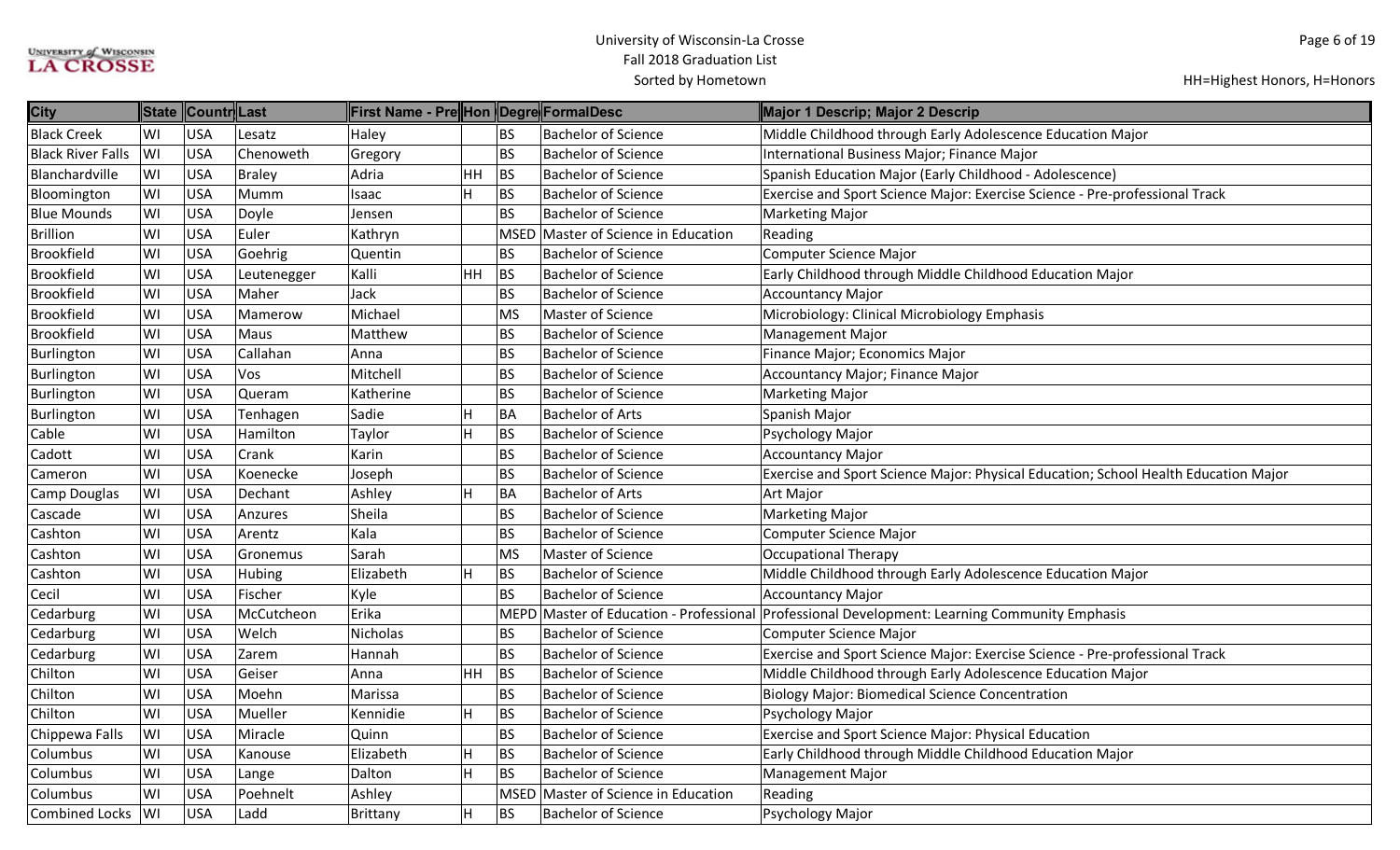| City | State | Countr | Last | First Name - Pre | Hon | Degre | FormalDesc | Major 1 Descrip; Major 2 Descrip |
|---|---|---|---|---|---|---|---|---|
| Black Creek | WI | USA | Lesatz | Haley | | BS | Bachelor of Science | Middle Childhood through Early Adolescence Education Major |
| Black River Falls | WI | USA | Chenoweth | Gregory | | BS | Bachelor of Science | International Business Major; Finance Major |
| Blanchardville | WI | USA | Braley | Adria | HH | BS | Bachelor of Science | Spanish Education Major (Early Childhood - Adolescence) |
| Bloomington | WI | USA | Mumm | Isaac | H | BS | Bachelor of Science | Exercise and Sport Science Major: Exercise Science - Pre-professional Track |
| Blue Mounds | WI | USA | Doyle | Jensen | | BS | Bachelor of Science | Marketing Major |
| Brillion | WI | USA | Euler | Kathryn | | MSED | Master of Science in Education | Reading |
| Brookfield | WI | USA | Goehrig | Quentin | | BS | Bachelor of Science | Computer Science Major |
| Brookfield | WI | USA | Leutenegger | Kalli | HH | BS | Bachelor of Science | Early Childhood through Middle Childhood Education Major |
| Brookfield | WI | USA | Maher | Jack | | BS | Bachelor of Science | Accountancy Major |
| Brookfield | WI | USA | Mamerow | Michael | | MS | Master of Science | Microbiology: Clinical Microbiology Emphasis |
| Brookfield | WI | USA | Maus | Matthew | | BS | Bachelor of Science | Management Major |
| Burlington | WI | USA | Callahan | Anna | | BS | Bachelor of Science | Finance Major; Economics Major |
| Burlington | WI | USA | Vos | Mitchell | | BS | Bachelor of Science | Accountancy Major; Finance Major |
| Burlington | WI | USA | Queram | Katherine | | BS | Bachelor of Science | Marketing Major |
| Burlington | WI | USA | Tenhagen | Sadie | H | BA | Bachelor of Arts | Spanish Major |
| Cable | WI | USA | Hamilton | Taylor | H | BS | Bachelor of Science | Psychology Major |
| Cadott | WI | USA | Crank | Karin | | BS | Bachelor of Science | Accountancy Major |
| Cameron | WI | USA | Koenecke | Joseph | | BS | Bachelor of Science | Exercise and Sport Science Major: Physical Education; School Health Education Major |
| Camp Douglas | WI | USA | Dechant | Ashley | H | BA | Bachelor of Arts | Art Major |
| Cascade | WI | USA | Anzures | Sheila | | BS | Bachelor of Science | Marketing Major |
| Cashton | WI | USA | Arentz | Kala | | BS | Bachelor of Science | Computer Science Major |
| Cashton | WI | USA | Gronemus | Sarah | | MS | Master of Science | Occupational Therapy |
| Cashton | WI | USA | Hubing | Elizabeth | H | BS | Bachelor of Science | Middle Childhood through Early Adolescence Education Major |
| Cecil | WI | USA | Fischer | Kyle | | BS | Bachelor of Science | Accountancy Major |
| Cedarburg | WI | USA | McCutcheon | Erika | | MEPD | Master of Education - Professional | Professional Development: Learning Community Emphasis |
| Cedarburg | WI | USA | Welch | Nicholas | | BS | Bachelor of Science | Computer Science Major |
| Cedarburg | WI | USA | Zarem | Hannah | | BS | Bachelor of Science | Exercise and Sport Science Major: Exercise Science - Pre-professional Track |
| Chilton | WI | USA | Geiser | Anna | HH | BS | Bachelor of Science | Middle Childhood through Early Adolescence Education Major |
| Chilton | WI | USA | Moehn | Marissa | | BS | Bachelor of Science | Biology Major: Biomedical Science Concentration |
| Chilton | WI | USA | Mueller | Kennidie | H | BS | Bachelor of Science | Psychology Major |
| Chippewa Falls | WI | USA | Miracle | Quinn | | BS | Bachelor of Science | Exercise and Sport Science Major: Physical Education |
| Columbus | WI | USA | Kanouse | Elizabeth | H | BS | Bachelor of Science | Early Childhood through Middle Childhood Education Major |
| Columbus | WI | USA | Lange | Dalton | H | BS | Bachelor of Science | Management Major |
| Columbus | WI | USA | Poehnelt | Ashley | | MSED | Master of Science in Education | Reading |
| Combined Locks | WI | USA | Ladd | Brittany | H | BS | Bachelor of Science | Psychology Major |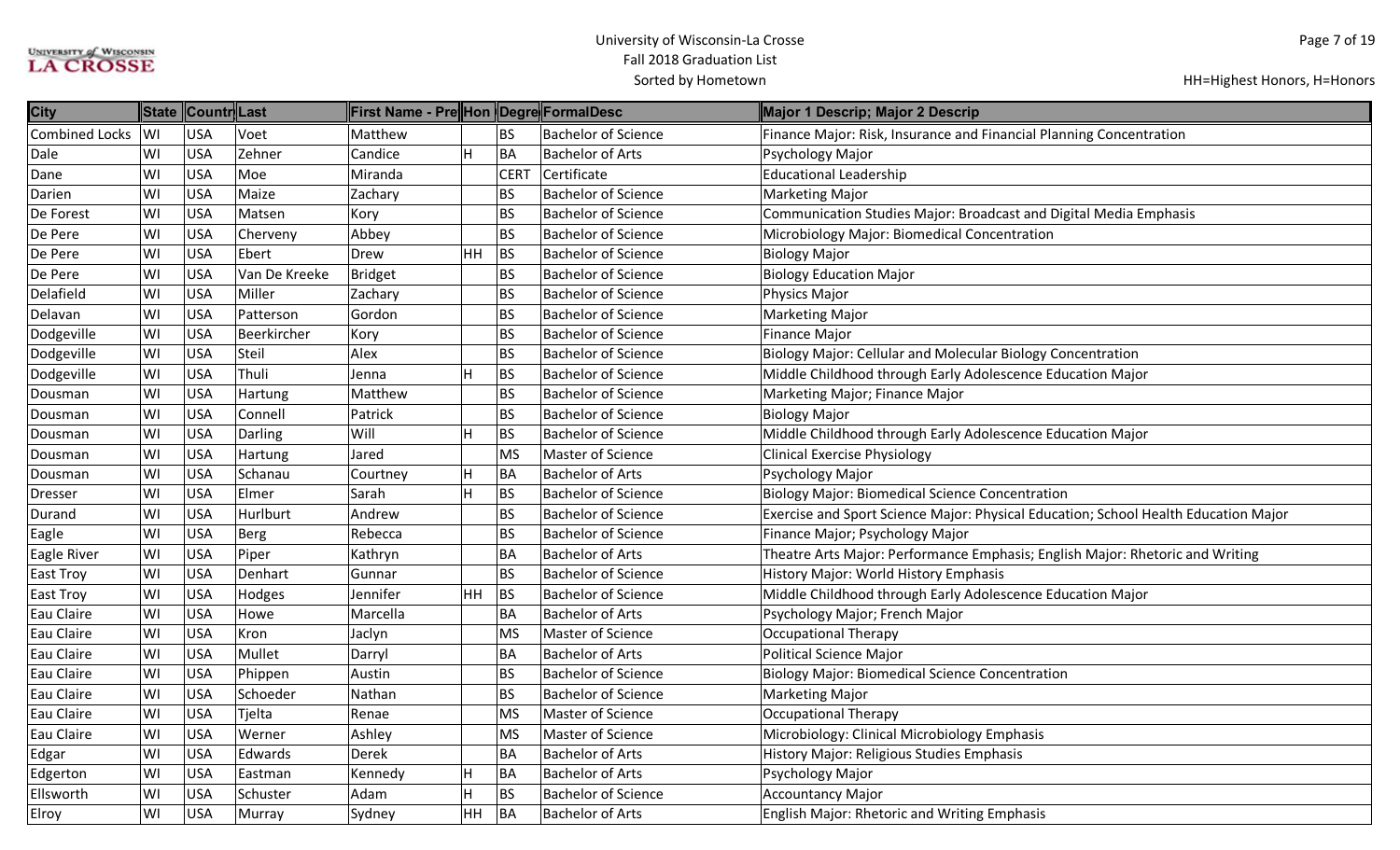| City | State | Countr | Last | First Name - Pre | Hon | Degre | FormalDesc | Major 1 Descrip; Major 2 Descrip |
|---|---|---|---|---|---|---|---|---|
| Combined Locks | WI | USA | Voet | Matthew | | BS | Bachelor of Science | Finance Major: Risk, Insurance and Financial Planning Concentration |
| Dale | WI | USA | Zehner | Candice | H | BA | Bachelor of Arts | Psychology Major |
| Dane | WI | USA | Moe | Miranda | | CERT | Certificate | Educational Leadership |
| Darien | WI | USA | Maize | Zachary | | BS | Bachelor of Science | Marketing Major |
| De Forest | WI | USA | Matsen | Kory | | BS | Bachelor of Science | Communication Studies Major: Broadcast and Digital Media Emphasis |
| De Pere | WI | USA | Cherveny | Abbey | | BS | Bachelor of Science | Microbiology Major: Biomedical Concentration |
| De Pere | WI | USA | Ebert | Drew | HH | BS | Bachelor of Science | Biology Major |
| De Pere | WI | USA | Van De Kreeke | Bridget | | BS | Bachelor of Science | Biology Education Major |
| Delafield | WI | USA | Miller | Zachary | | BS | Bachelor of Science | Physics Major |
| Delavan | WI | USA | Patterson | Gordon | | BS | Bachelor of Science | Marketing Major |
| Dodgeville | WI | USA | Beerkircher | Kory | | BS | Bachelor of Science | Finance Major |
| Dodgeville | WI | USA | Steil | Alex | | BS | Bachelor of Science | Biology Major: Cellular and Molecular Biology Concentration |
| Dodgeville | WI | USA | Thuli | Jenna | H | BS | Bachelor of Science | Middle Childhood through Early Adolescence Education Major |
| Dousman | WI | USA | Hartung | Matthew | | BS | Bachelor of Science | Marketing Major; Finance Major |
| Dousman | WI | USA | Connell | Patrick | | BS | Bachelor of Science | Biology Major |
| Dousman | WI | USA | Darling | Will | H | BS | Bachelor of Science | Middle Childhood through Early Adolescence Education Major |
| Dousman | WI | USA | Hartung | Jared | | MS | Master of Science | Clinical Exercise Physiology |
| Dousman | WI | USA | Schanau | Courtney | H | BA | Bachelor of Arts | Psychology Major |
| Dresser | WI | USA | Elmer | Sarah | H | BS | Bachelor of Science | Biology Major: Biomedical Science Concentration |
| Durand | WI | USA | Hurlburt | Andrew | | BS | Bachelor of Science | Exercise and Sport Science Major: Physical Education; School Health Education Major |
| Eagle | WI | USA | Berg | Rebecca | | BS | Bachelor of Science | Finance Major; Psychology Major |
| Eagle River | WI | USA | Piper | Kathryn | | BA | Bachelor of Arts | Theatre Arts Major: Performance Emphasis; English Major: Rhetoric and Writing |
| East Troy | WI | USA | Denhart | Gunnar | | BS | Bachelor of Science | History Major: World History Emphasis |
| East Troy | WI | USA | Hodges | Jennifer | HH | BS | Bachelor of Science | Middle Childhood through Early Adolescence Education Major |
| Eau Claire | WI | USA | Howe | Marcella | | BA | Bachelor of Arts | Psychology Major; French Major |
| Eau Claire | WI | USA | Kron | Jaclyn | | MS | Master of Science | Occupational Therapy |
| Eau Claire | WI | USA | Mullet | Darryl | | BA | Bachelor of Arts | Political Science Major |
| Eau Claire | WI | USA | Phippen | Austin | | BS | Bachelor of Science | Biology Major: Biomedical Science Concentration |
| Eau Claire | WI | USA | Schoeder | Nathan | | BS | Bachelor of Science | Marketing Major |
| Eau Claire | WI | USA | Tjelta | Renae | | MS | Master of Science | Occupational Therapy |
| Eau Claire | WI | USA | Werner | Ashley | | MS | Master of Science | Microbiology: Clinical Microbiology Emphasis |
| Edgar | WI | USA | Edwards | Derek | | BA | Bachelor of Arts | History Major: Religious Studies Emphasis |
| Edgerton | WI | USA | Eastman | Kennedy | H | BA | Bachelor of Arts | Psychology Major |
| Ellsworth | WI | USA | Schuster | Adam | H | BS | Bachelor of Science | Accountancy Major |
| Elroy | WI | USA | Murray | Sydney | HH | BA | Bachelor of Arts | English Major: Rhetoric and Writing Emphasis |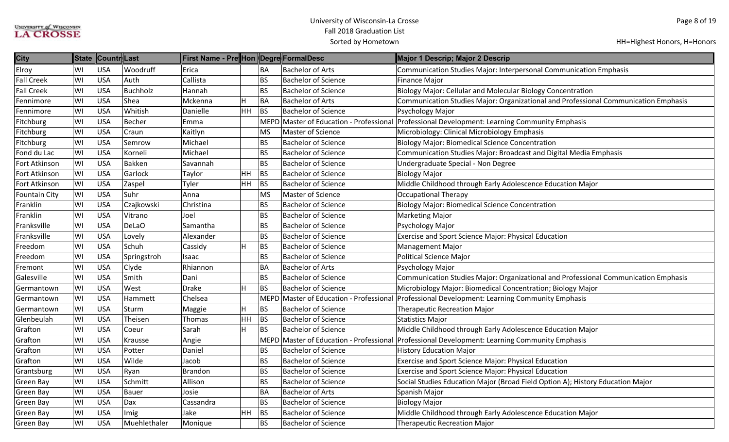University of Wisconsin-La Crosse
Fall 2018 Graduation List
Sorted by Hometown

HH=Highest Honors, H=Honors

| City | State | Countr | Last | First Name - Pre | Hon | Degre | FormalDesc | Major 1 Descrip; Major 2 Descrip |
|---|---|---|---|---|---|---|---|---|
| Elroy | WI | USA | Woodruff | Erica | | BA | Bachelor of Arts | Communication Studies Major: Interpersonal Communication Emphasis |
| Fall Creek | WI | USA | Auth | Callista | | BS | Bachelor of Science | Finance Major |
| Fall Creek | WI | USA | Buchholz | Hannah | | BS | Bachelor of Science | Biology Major: Cellular and Molecular Biology Concentration |
| Fennimore | WI | USA | Shea | Mckenna | H | BA | Bachelor of Arts | Communication Studies Major: Organizational and Professional Communication Emphasis |
| Fennimore | WI | USA | Whitish | Danielle | HH | BS | Bachelor of Science | Psychology Major |
| Fitchburg | WI | USA | Becher | Emma | | MEPD | Master of Education - Professional | Professional Development: Learning Community Emphasis |
| Fitchburg | WI | USA | Craun | Kaitlyn | | MS | Master of Science | Microbiology: Clinical Microbiology Emphasis |
| Fitchburg | WI | USA | Semrow | Michael | | BS | Bachelor of Science | Biology Major: Biomedical Science Concentration |
| Fond du Lac | WI | USA | Korneli | Michael | | BS | Bachelor of Science | Communication Studies Major: Broadcast and Digital Media Emphasis |
| Fort Atkinson | WI | USA | Bakken | Savannah | | BS | Bachelor of Science | Undergraduate Special - Non Degree |
| Fort Atkinson | WI | USA | Garlock | Taylor | HH | BS | Bachelor of Science | Biology Major |
| Fort Atkinson | WI | USA | Zaspel | Tyler | HH | BS | Bachelor of Science | Middle Childhood through Early Adolescence Education Major |
| Fountain City | WI | USA | Suhr | Anna | | MS | Master of Science | Occupational Therapy |
| Franklin | WI | USA | Czajkowski | Christina | | BS | Bachelor of Science | Biology Major: Biomedical Science Concentration |
| Franklin | WI | USA | Vitrano | Joel | | BS | Bachelor of Science | Marketing Major |
| Franksville | WI | USA | DeLaO | Samantha | | BS | Bachelor of Science | Psychology Major |
| Franksville | WI | USA | Lovely | Alexander | | BS | Bachelor of Science | Exercise and Sport Science Major: Physical Education |
| Freedom | WI | USA | Schuh | Cassidy | H | BS | Bachelor of Science | Management Major |
| Freedom | WI | USA | Springstroh | Isaac | | BS | Bachelor of Science | Political Science Major |
| Fremont | WI | USA | Clyde | Rhiannon | | BA | Bachelor of Arts | Psychology Major |
| Galesville | WI | USA | Smith | Dani | | BS | Bachelor of Science | Communication Studies Major: Organizational and Professional Communication Emphasis |
| Germantown | WI | USA | West | Drake | H | BS | Bachelor of Science | Microbiology Major: Biomedical Concentration; Biology Major |
| Germantown | WI | USA | Hammett | Chelsea | | MEPD | Master of Education - Professional | Professional Development: Learning Community Emphasis |
| Germantown | WI | USA | Sturm | Maggie | H | BS | Bachelor of Science | Therapeutic Recreation Major |
| Glenbeulah | WI | USA | Theisen | Thomas | HH | BS | Bachelor of Science | Statistics Major |
| Grafton | WI | USA | Coeur | Sarah | H | BS | Bachelor of Science | Middle Childhood through Early Adolescence Education Major |
| Grafton | WI | USA | Krausse | Angie | | MEPD | Master of Education - Professional | Professional Development: Learning Community Emphasis |
| Grafton | WI | USA | Potter | Daniel | | BS | Bachelor of Science | History Education Major |
| Grafton | WI | USA | Wilde | Jacob | | BS | Bachelor of Science | Exercise and Sport Science Major: Physical Education |
| Grantsburg | WI | USA | Ryan | Brandon | | BS | Bachelor of Science | Exercise and Sport Science Major: Physical Education |
| Green Bay | WI | USA | Schmitt | Allison | | BS | Bachelor of Science | Social Studies Education Major (Broad Field Option A); History Education Major |
| Green Bay | WI | USA | Bauer | Josie | | BA | Bachelor of Arts | Spanish Major |
| Green Bay | WI | USA | Dax | Cassandra | | BS | Bachelor of Science | Biology Major |
| Green Bay | WI | USA | Imig | Jake | HH | BS | Bachelor of Science | Middle Childhood through Early Adolescence Education Major |
| Green Bay | WI | USA | Muehlethaler | Monique | | BS | Bachelor of Science | Therapeutic Recreation Major |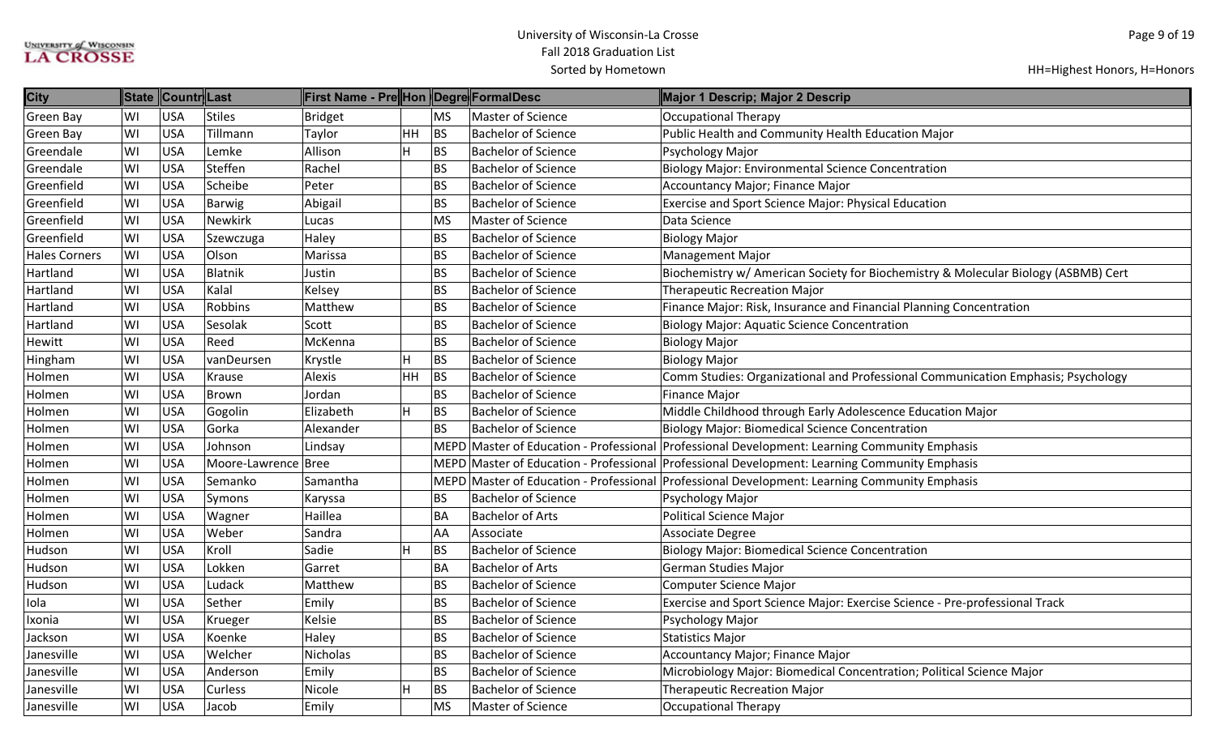| City | State | Countr | Last | First Name - Pre | Hon | Degre | FormalDesc | Major 1 Descrip; Major 2 Descrip |
|---|---|---|---|---|---|---|---|---|
| Green Bay | WI | USA | Stiles | Bridget | | MS | Master of Science | Occupational Therapy |
| Green Bay | WI | USA | Tillmann | Taylor | HH | BS | Bachelor of Science | Public Health and Community Health Education Major |
| Greendale | WI | USA | Lemke | Allison | H | BS | Bachelor of Science | Psychology Major |
| Greendale | WI | USA | Steffen | Rachel | | BS | Bachelor of Science | Biology Major: Environmental Science Concentration |
| Greenfield | WI | USA | Scheibe | Peter | | BS | Bachelor of Science | Accountancy Major; Finance Major |
| Greenfield | WI | USA | Barwig | Abigail | | BS | Bachelor of Science | Exercise and Sport Science Major: Physical Education |
| Greenfield | WI | USA | Newkirk | Lucas | | MS | Master of Science | Data Science |
| Greenfield | WI | USA | Szewczuga | Haley | | BS | Bachelor of Science | Biology Major |
| Hales Corners | WI | USA | Olson | Marissa | | BS | Bachelor of Science | Management Major |
| Hartland | WI | USA | Blatnik | Justin | | BS | Bachelor of Science | Biochemistry w/ American Society for Biochemistry & Molecular Biology (ASBMB) Cert |
| Hartland | WI | USA | Kalal | Kelsey | | BS | Bachelor of Science | Therapeutic Recreation Major |
| Hartland | WI | USA | Robbins | Matthew | | BS | Bachelor of Science | Finance Major: Risk, Insurance and Financial Planning Concentration |
| Hartland | WI | USA | Sesolak | Scott | | BS | Bachelor of Science | Biology Major: Aquatic Science Concentration |
| Hewitt | WI | USA | Reed | McKenna | | BS | Bachelor of Science | Biology Major |
| Hingham | WI | USA | vanDeursen | Krystle | H | BS | Bachelor of Science | Biology Major |
| Holmen | WI | USA | Krause | Alexis | HH | BS | Bachelor of Science | Comm Studies: Organizational and Professional Communication Emphasis; Psychology |
| Holmen | WI | USA | Brown | Jordan | | BS | Bachelor of Science | Finance Major |
| Holmen | WI | USA | Gogolin | Elizabeth | H | BS | Bachelor of Science | Middle Childhood through Early Adolescence Education Major |
| Holmen | WI | USA | Gorka | Alexander | | BS | Bachelor of Science | Biology Major: Biomedical Science Concentration |
| Holmen | WI | USA | Johnson | Lindsay | | MEPD | Master of Education - Professional | Professional Development: Learning Community Emphasis |
| Holmen | WI | USA | Moore-Lawrence | Bree | | MEPD | Master of Education - Professional | Professional Development: Learning Community Emphasis |
| Holmen | WI | USA | Semanko | Samantha | | MEPD | Master of Education - Professional | Professional Development: Learning Community Emphasis |
| Holmen | WI | USA | Symons | Karyssa | | BS | Bachelor of Science | Psychology Major |
| Holmen | WI | USA | Wagner | Haillea | | BA | Bachelor of Arts | Political Science Major |
| Holmen | WI | USA | Weber | Sandra | | AA | Associate | Associate Degree |
| Hudson | WI | USA | Kroll | Sadie | H | BS | Bachelor of Science | Biology Major: Biomedical Science Concentration |
| Hudson | WI | USA | Lokken | Garret | | BA | Bachelor of Arts | German Studies Major |
| Hudson | WI | USA | Ludack | Matthew | | BS | Bachelor of Science | Computer Science Major |
| Iola | WI | USA | Sether | Emily | | BS | Bachelor of Science | Exercise and Sport Science Major: Exercise Science - Pre-professional Track |
| Ixonia | WI | USA | Krueger | Kelsie | | BS | Bachelor of Science | Psychology Major |
| Jackson | WI | USA | Koenke | Haley | | BS | Bachelor of Science | Statistics Major |
| Janesville | WI | USA | Welcher | Nicholas | | BS | Bachelor of Science | Accountancy Major; Finance Major |
| Janesville | WI | USA | Anderson | Emily | | BS | Bachelor of Science | Microbiology Major: Biomedical Concentration; Political Science Major |
| Janesville | WI | USA | Curless | Nicole | H | BS | Bachelor of Science | Therapeutic Recreation Major |
| Janesville | WI | USA | Jacob | Emily | | MS | Master of Science | Occupational Therapy |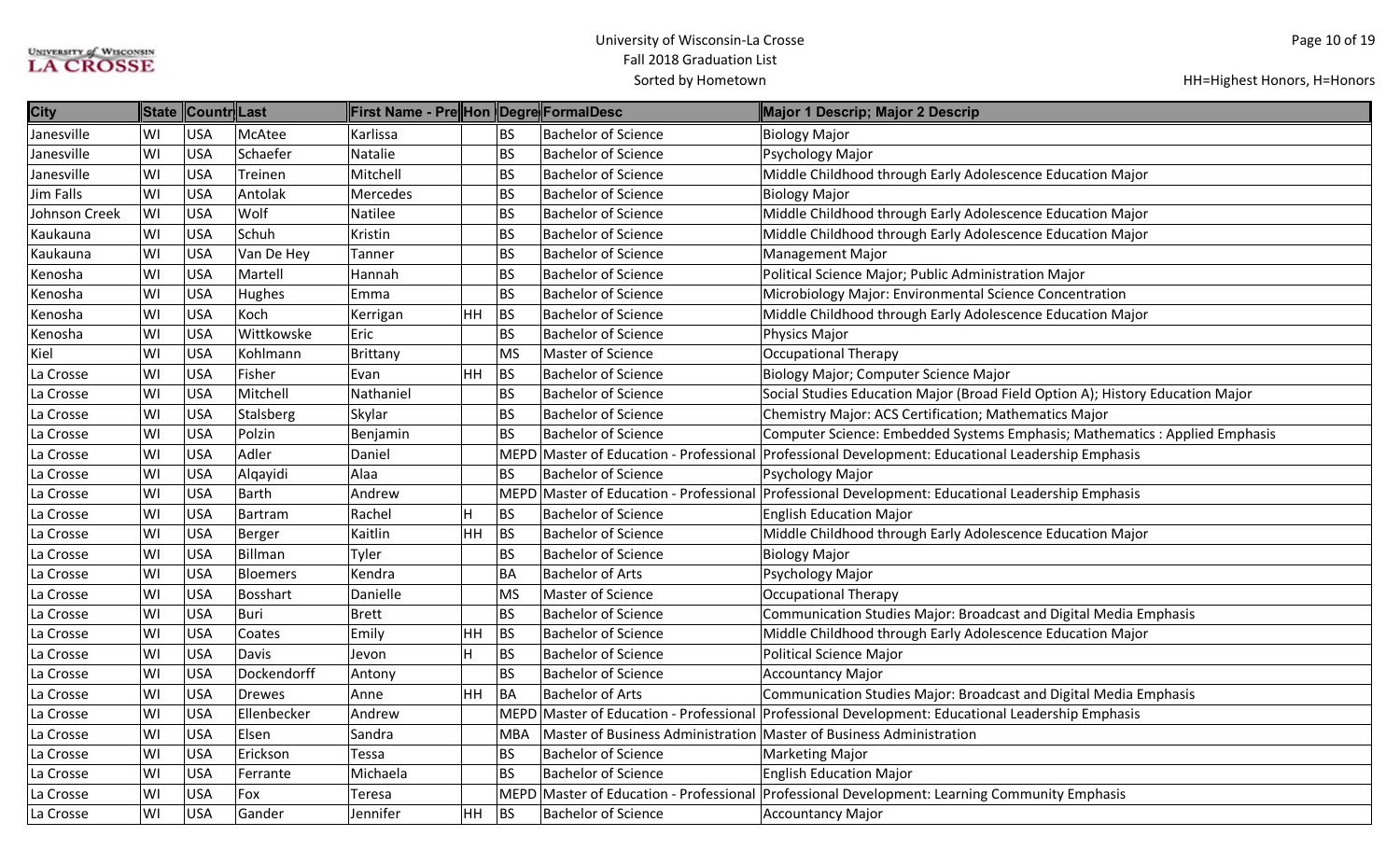# University of Wisconsin-La Crosse
## Fall 2018 Graduation List
### Sorted by Hometown

HH=Highest Honors, H=Honors

| City | State | Countr | Last | First Name - Pre | Hon | Degre | FormalDesc | Major 1 Descrip; Major 2 Descrip |
|---|---|---|---|---|---|---|---|---|
| Janesville | WI | USA | McAtee | Karlissa | | BS | Bachelor of Science | Biology Major |
| Janesville | WI | USA | Schaefer | Natalie | | BS | Bachelor of Science | Psychology Major |
| Janesville | WI | USA | Treinen | Mitchell | | BS | Bachelor of Science | Middle Childhood through Early Adolescence Education Major |
| Jim Falls | WI | USA | Antolak | Mercedes | | BS | Bachelor of Science | Biology Major |
| Johnson Creek | WI | USA | Wolf | Natilee | | BS | Bachelor of Science | Middle Childhood through Early Adolescence Education Major |
| Kaukauna | WI | USA | Schuh | Kristin | | BS | Bachelor of Science | Middle Childhood through Early Adolescence Education Major |
| Kaukauna | WI | USA | Van De Hey | Tanner | | BS | Bachelor of Science | Management Major |
| Kenosha | WI | USA | Martell | Hannah | | BS | Bachelor of Science | Political Science Major; Public Administration Major |
| Kenosha | WI | USA | Hughes | Emma | | BS | Bachelor of Science | Microbiology Major: Environmental Science Concentration |
| Kenosha | WI | USA | Koch | Kerrigan | HH | BS | Bachelor of Science | Middle Childhood through Early Adolescence Education Major |
| Kenosha | WI | USA | Wittkowske | Eric | | BS | Bachelor of Science | Physics Major |
| Kiel | WI | USA | Kohlmann | Brittany | | MS | Master of Science | Occupational Therapy |
| La Crosse | WI | USA | Fisher | Evan | HH | BS | Bachelor of Science | Biology Major; Computer Science Major |
| La Crosse | WI | USA | Mitchell | Nathaniel | | BS | Bachelor of Science | Social Studies Education Major (Broad Field Option A); History Education Major |
| La Crosse | WI | USA | Stalsberg | Skylar | | BS | Bachelor of Science | Chemistry Major: ACS Certification; Mathematics Major |
| La Crosse | WI | USA | Polzin | Benjamin | | BS | Bachelor of Science | Computer Science: Embedded Systems Emphasis; Mathematics : Applied Emphasis |
| La Crosse | WI | USA | Adler | Daniel | | MEPD | Master of Education - Professional | Professional Development: Educational Leadership Emphasis |
| La Crosse | WI | USA | Alqayidi | Alaa | | BS | Bachelor of Science | Psychology Major |
| La Crosse | WI | USA | Barth | Andrew | | MEPD | Master of Education - Professional | Professional Development: Educational Leadership Emphasis |
| La Crosse | WI | USA | Bartram | Rachel | H | BS | Bachelor of Science | English Education Major |
| La Crosse | WI | USA | Berger | Kaitlin | HH | BS | Bachelor of Science | Middle Childhood through Early Adolescence Education Major |
| La Crosse | WI | USA | Billman | Tyler | | BS | Bachelor of Science | Biology Major |
| La Crosse | WI | USA | Bloemers | Kendra | | BA | Bachelor of Arts | Psychology Major |
| La Crosse | WI | USA | Bosshart | Danielle | | MS | Master of Science | Occupational Therapy |
| La Crosse | WI | USA | Buri | Brett | | BS | Bachelor of Science | Communication Studies Major: Broadcast and Digital Media Emphasis |
| La Crosse | WI | USA | Coates | Emily | HH | BS | Bachelor of Science | Middle Childhood through Early Adolescence Education Major |
| La Crosse | WI | USA | Davis | Jevon | H | BS | Bachelor of Science | Political Science Major |
| La Crosse | WI | USA | Dockendorff | Antony | | BS | Bachelor of Science | Accountancy Major |
| La Crosse | WI | USA | Drewes | Anne | HH | BA | Bachelor of Arts | Communication Studies Major: Broadcast and Digital Media Emphasis |
| La Crosse | WI | USA | Ellenbecker | Andrew | | MEPD | Master of Education - Professional | Professional Development: Educational Leadership Emphasis |
| La Crosse | WI | USA | Elsen | Sandra | | MBA | Master of Business Administration | Master of Business Administration |
| La Crosse | WI | USA | Erickson | Tessa | | BS | Bachelor of Science | Marketing Major |
| La Crosse | WI | USA | Ferrante | Michaela | | BS | Bachelor of Science | English Education Major |
| La Crosse | WI | USA | Fox | Teresa | | MEPD | Master of Education - Professional | Professional Development: Learning Community Emphasis |
| La Crosse | WI | USA | Gander | Jennifer | HH | BS | Bachelor of Science | Accountancy Major |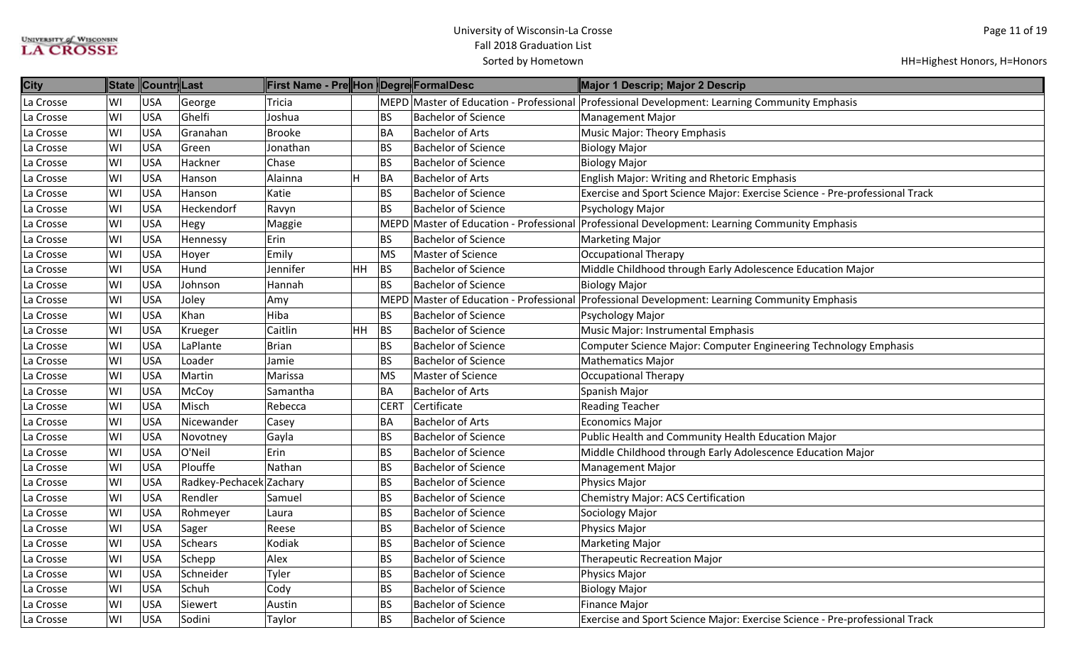University of Wisconsin-La Crosse
Fall 2018 Graduation List
Sorted by Hometown

HH=Highest Honors, H=Honors

| City | State | Countr | Last | First Name - Pre | Hon | Degre | FormalDesc | Major 1 Descrip; Major 2 Descrip |
|---|---|---|---|---|---|---|---|---|
| La Crosse | WI | USA | George | Tricia | | MEPD | Master of Education - Professional | Professional Development: Learning Community Emphasis |
| La Crosse | WI | USA | Ghelfi | Joshua | | BS | Bachelor of Science | Management Major |
| La Crosse | WI | USA | Granahan | Brooke | | BA | Bachelor of Arts | Music Major: Theory Emphasis |
| La Crosse | WI | USA | Green | Jonathan | | BS | Bachelor of Science | Biology Major |
| La Crosse | WI | USA | Hackner | Chase | | BS | Bachelor of Science | Biology Major |
| La Crosse | WI | USA | Hanson | Alainna | H | BA | Bachelor of Arts | English Major: Writing and Rhetoric Emphasis |
| La Crosse | WI | USA | Hanson | Katie | | BS | Bachelor of Science | Exercise and Sport Science Major: Exercise Science - Pre-professional Track |
| La Crosse | WI | USA | Heckendorf | Ravyn | | BS | Bachelor of Science | Psychology Major |
| La Crosse | WI | USA | Hegy | Maggie | | MEPD | Master of Education - Professional | Professional Development: Learning Community Emphasis |
| La Crosse | WI | USA | Hennessy | Erin | | BS | Bachelor of Science | Marketing Major |
| La Crosse | WI | USA | Hoyer | Emily | | MS | Master of Science | Occupational Therapy |
| La Crosse | WI | USA | Hund | Jennifer | HH | BS | Bachelor of Science | Middle Childhood through Early Adolescence Education Major |
| La Crosse | WI | USA | Johnson | Hannah | | BS | Bachelor of Science | Biology Major |
| La Crosse | WI | USA | Joley | Amy | | MEPD | Master of Education - Professional | Professional Development: Learning Community Emphasis |
| La Crosse | WI | USA | Khan | Hiba | | BS | Bachelor of Science | Psychology Major |
| La Crosse | WI | USA | Krueger | Caitlin | HH | BS | Bachelor of Science | Music Major: Instrumental Emphasis |
| La Crosse | WI | USA | LaPlante | Brian | | BS | Bachelor of Science | Computer Science Major: Computer Engineering Technology Emphasis |
| La Crosse | WI | USA | Loader | Jamie | | BS | Bachelor of Science | Mathematics Major |
| La Crosse | WI | USA | Martin | Marissa | | MS | Master of Science | Occupational Therapy |
| La Crosse | WI | USA | McCoy | Samantha | | BA | Bachelor of Arts | Spanish Major |
| La Crosse | WI | USA | Misch | Rebecca | | CERT | Certificate | Reading Teacher |
| La Crosse | WI | USA | Nicewander | Casey | | BA | Bachelor of Arts | Economics Major |
| La Crosse | WI | USA | Novotney | Gayla | | BS | Bachelor of Science | Public Health and Community Health Education Major |
| La Crosse | WI | USA | O'Neil | Erin | | BS | Bachelor of Science | Middle Childhood through Early Adolescence Education Major |
| La Crosse | WI | USA | Plouffe | Nathan | | BS | Bachelor of Science | Management Major |
| La Crosse | WI | USA | Radkey-Pechacek | Zachary | | BS | Bachelor of Science | Physics Major |
| La Crosse | WI | USA | Rendler | Samuel | | BS | Bachelor of Science | Chemistry Major: ACS Certification |
| La Crosse | WI | USA | Rohmeyer | Laura | | BS | Bachelor of Science | Sociology Major |
| La Crosse | WI | USA | Sager | Reese | | BS | Bachelor of Science | Physics Major |
| La Crosse | WI | USA | Schears | Kodiak | | BS | Bachelor of Science | Marketing Major |
| La Crosse | WI | USA | Schepp | Alex | | BS | Bachelor of Science | Therapeutic Recreation Major |
| La Crosse | WI | USA | Schneider | Tyler | | BS | Bachelor of Science | Physics Major |
| La Crosse | WI | USA | Schuh | Cody | | BS | Bachelor of Science | Biology Major |
| La Crosse | WI | USA | Siewert | Austin | | BS | Bachelor of Science | Finance Major |
| La Crosse | WI | USA | Sodini | Taylor | | BS | Bachelor of Science | Exercise and Sport Science Major: Exercise Science - Pre-professional Track |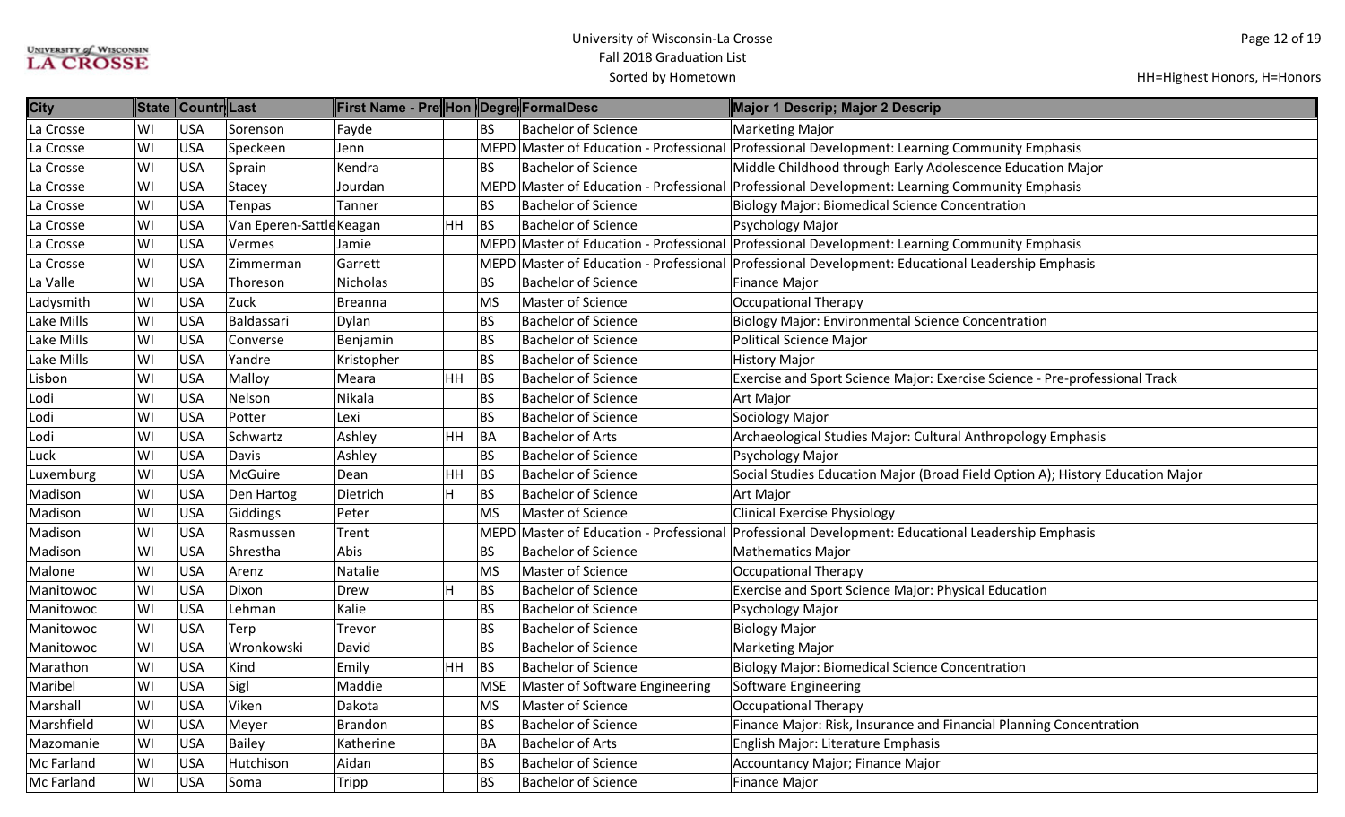# University of Wisconsin-La Crosse

## Fall 2018 Graduation List

### Sorted by Hometown

HH=Highest Honors, H=Honors

| City | State | Countr | Last | First Name - Pre | Hon | Degre | FormalDesc | Major 1 Descrip; Major 2 Descrip |
|---|---|---|---|---|---|---|---|---|
| La Crosse | WI | USA | Sorenson | Fayde | | BS | Bachelor of Science | Marketing Major |
| La Crosse | WI | USA | Speckeen | Jenn | | MEPD | Master of Education - Professional | Professional Development: Learning Community Emphasis |
| La Crosse | WI | USA | Sprain | Kendra | | BS | Bachelor of Science | Middle Childhood through Early Adolescence Education Major |
| La Crosse | WI | USA | Stacey | Jourdan | | MEPD | Master of Education - Professional | Professional Development: Learning Community Emphasis |
| La Crosse | WI | USA | Tenpas | Tanner | | BS | Bachelor of Science | Biology Major: Biomedical Science Concentration |
| La Crosse | WI | USA | Van Eperen-Sattle | Keagan | HH | BS | Bachelor of Science | Psychology Major |
| La Crosse | WI | USA | Vermes | Jamie | | MEPD | Master of Education - Professional | Professional Development: Learning Community Emphasis |
| La Crosse | WI | USA | Zimmerman | Garrett | | MEPD | Master of Education - Professional | Professional Development: Educational Leadership Emphasis |
| La Valle | WI | USA | Thoreson | Nicholas | | BS | Bachelor of Science | Finance Major |
| Ladysmith | WI | USA | Zuck | Breanna | | MS | Master of Science | Occupational Therapy |
| Lake Mills | WI | USA | Baldassari | Dylan | | BS | Bachelor of Science | Biology Major: Environmental Science Concentration |
| Lake Mills | WI | USA | Converse | Benjamin | | BS | Bachelor of Science | Political Science Major |
| Lake Mills | WI | USA | Yandre | Kristopher | | BS | Bachelor of Science | History Major |
| Lisbon | WI | USA | Malloy | Meara | HH | BS | Bachelor of Science | Exercise and Sport Science Major: Exercise Science - Pre-professional Track |
| Lodi | WI | USA | Nelson | Nikala | | BS | Bachelor of Science | Art Major |
| Lodi | WI | USA | Potter | Lexi | | BS | Bachelor of Science | Sociology Major |
| Lodi | WI | USA | Schwartz | Ashley | HH | BA | Bachelor of Arts | Archaeological Studies Major: Cultural Anthropology Emphasis |
| Luck | WI | USA | Davis | Ashley | | BS | Bachelor of Science | Psychology Major |
| Luxemburg | WI | USA | McGuire | Dean | HH | BS | Bachelor of Science | Social Studies Education Major (Broad Field Option A); History Education Major |
| Madison | WI | USA | Den Hartog | Dietrich | H | BS | Bachelor of Science | Art Major |
| Madison | WI | USA | Giddings | Peter | | MS | Master of Science | Clinical Exercise Physiology |
| Madison | WI | USA | Rasmussen | Trent | | MEPD | Master of Education - Professional | Professional Development: Educational Leadership Emphasis |
| Madison | WI | USA | Shrestha | Abis | | BS | Bachelor of Science | Mathematics Major |
| Malone | WI | USA | Arenz | Natalie | | MS | Master of Science | Occupational Therapy |
| Manitowoc | WI | USA | Dixon | Drew | H | BS | Bachelor of Science | Exercise and Sport Science Major: Physical Education |
| Manitowoc | WI | USA | Lehman | Kalie | | BS | Bachelor of Science | Psychology Major |
| Manitowoc | WI | USA | Terp | Trevor | | BS | Bachelor of Science | Biology Major |
| Manitowoc | WI | USA | Wronkowski | David | | BS | Bachelor of Science | Marketing Major |
| Marathon | WI | USA | Kind | Emily | HH | BS | Bachelor of Science | Biology Major: Biomedical Science Concentration |
| Maribel | WI | USA | Sigl | Maddie | | MSE | Master of Software Engineering | Software Engineering |
| Marshall | WI | USA | Viken | Dakota | | MS | Master of Science | Occupational Therapy |
| Marshfield | WI | USA | Meyer | Brandon | | BS | Bachelor of Science | Finance Major: Risk, Insurance and Financial Planning Concentration |
| Mazomanie | WI | USA | Bailey | Katherine | | BA | Bachelor of Arts | English Major: Literature Emphasis |
| Mc Farland | WI | USA | Hutchison | Aidan | | BS | Bachelor of Science | Accountancy Major; Finance Major |
| Mc Farland | WI | USA | Soma | Tripp | | BS | Bachelor of Science | Finance Major |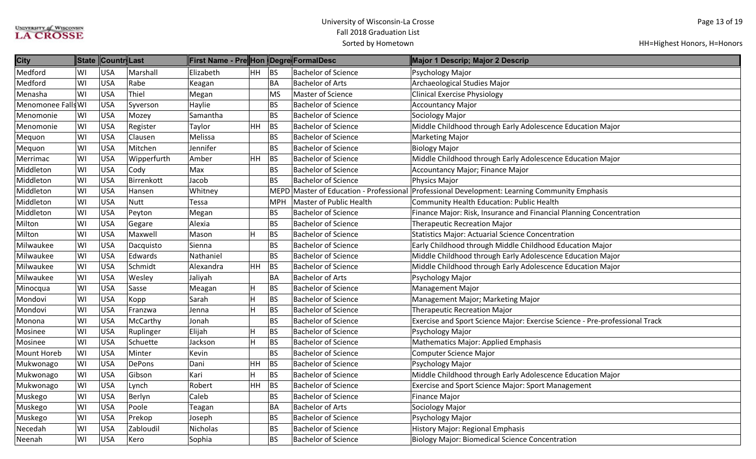University of Wisconsin-La Crosse
Fall 2018 Graduation List
Sorted by Hometown

HH=Highest Honors, H=Honors

| City | State | Countr | Last | First Name - Pre | Hon | Degre | FormalDesc | Major 1 Descrip; Major 2 Descrip |
|---|---|---|---|---|---|---|---|---|
| Medford | WI | USA | Marshall | Elizabeth | HH | BS | Bachelor of Science | Psychology Major |
| Medford | WI | USA | Rabe | Keagan | | BA | Bachelor of Arts | Archaeological Studies Major |
| Menasha | WI | USA | Thiel | Megan | | MS | Master of Science | Clinical Exercise Physiology |
| Menomonee Falls | WI | USA | Syverson | Haylie | | BS | Bachelor of Science | Accountancy Major |
| Menomonie | WI | USA | Mozey | Samantha | | BS | Bachelor of Science | Sociology Major |
| Menomonie | WI | USA | Register | Taylor | HH | BS | Bachelor of Science | Middle Childhood through Early Adolescence Education Major |
| Mequon | WI | USA | Clausen | Melissa | | BS | Bachelor of Science | Marketing Major |
| Mequon | WI | USA | Mitchen | Jennifer | | BS | Bachelor of Science | Biology Major |
| Merrimac | WI | USA | Wipperfurth | Amber | HH | BS | Bachelor of Science | Middle Childhood through Early Adolescence Education Major |
| Middleton | WI | USA | Cody | Max | | BS | Bachelor of Science | Accountancy Major; Finance Major |
| Middleton | WI | USA | Birrenkott | Jacob | | BS | Bachelor of Science | Physics Major |
| Middleton | WI | USA | Hansen | Whitney | | MEPD | Master of Education - Professional | Professional Development: Learning Community Emphasis |
| Middleton | WI | USA | Nutt | Tessa | | MPH | Master of Public Health | Community Health Education: Public Health |
| Middleton | WI | USA | Peyton | Megan | | BS | Bachelor of Science | Finance Major: Risk, Insurance and Financial Planning Concentration |
| Milton | WI | USA | Gegare | Alexia | | BS | Bachelor of Science | Therapeutic Recreation Major |
| Milton | WI | USA | Maxwell | Mason | H | BS | Bachelor of Science | Statistics Major: Actuarial Science Concentration |
| Milwaukee | WI | USA | Dacquisto | Sienna | | BS | Bachelor of Science | Early Childhood through Middle Childhood Education Major |
| Milwaukee | WI | USA | Edwards | Nathaniel | | BS | Bachelor of Science | Middle Childhood through Early Adolescence Education Major |
| Milwaukee | WI | USA | Schmidt | Alexandra | HH | BS | Bachelor of Science | Middle Childhood through Early Adolescence Education Major |
| Milwaukee | WI | USA | Wesley | Jaliyah | | BA | Bachelor of Arts | Psychology Major |
| Minocqua | WI | USA | Sasse | Meagan | H | BS | Bachelor of Science | Management Major |
| Mondovi | WI | USA | Kopp | Sarah | H | BS | Bachelor of Science | Management Major; Marketing Major |
| Mondovi | WI | USA | Franzwa | Jenna | H | BS | Bachelor of Science | Therapeutic Recreation Major |
| Monona | WI | USA | McCarthy | Jonah | | BS | Bachelor of Science | Exercise and Sport Science Major: Exercise Science - Pre-professional Track |
| Mosinee | WI | USA | Ruplinger | Elijah | H | BS | Bachelor of Science | Psychology Major |
| Mosinee | WI | USA | Schuette | Jackson | H | BS | Bachelor of Science | Mathematics Major: Applied Emphasis |
| Mount Horeb | WI | USA | Minter | Kevin | | BS | Bachelor of Science | Computer Science Major |
| Mukwonago | WI | USA | DePons | Dani | HH | BS | Bachelor of Science | Psychology Major |
| Mukwonago | WI | USA | Gibson | Kari | H | BS | Bachelor of Science | Middle Childhood through Early Adolescence Education Major |
| Mukwonago | WI | USA | Lynch | Robert | HH | BS | Bachelor of Science | Exercise and Sport Science Major: Sport Management |
| Muskego | WI | USA | Berlyn | Caleb | | BS | Bachelor of Science | Finance Major |
| Muskego | WI | USA | Poole | Teagan | | BA | Bachelor of Arts | Sociology Major |
| Muskego | WI | USA | Prekop | Joseph | | BS | Bachelor of Science | Psychology Major |
| Necedah | WI | USA | Zabloudil | Nicholas | | BS | Bachelor of Science | History Major: Regional Emphasis |
| Neenah | WI | USA | Kero | Sophia | | BS | Bachelor of Science | Biology Major: Biomedical Science Concentration |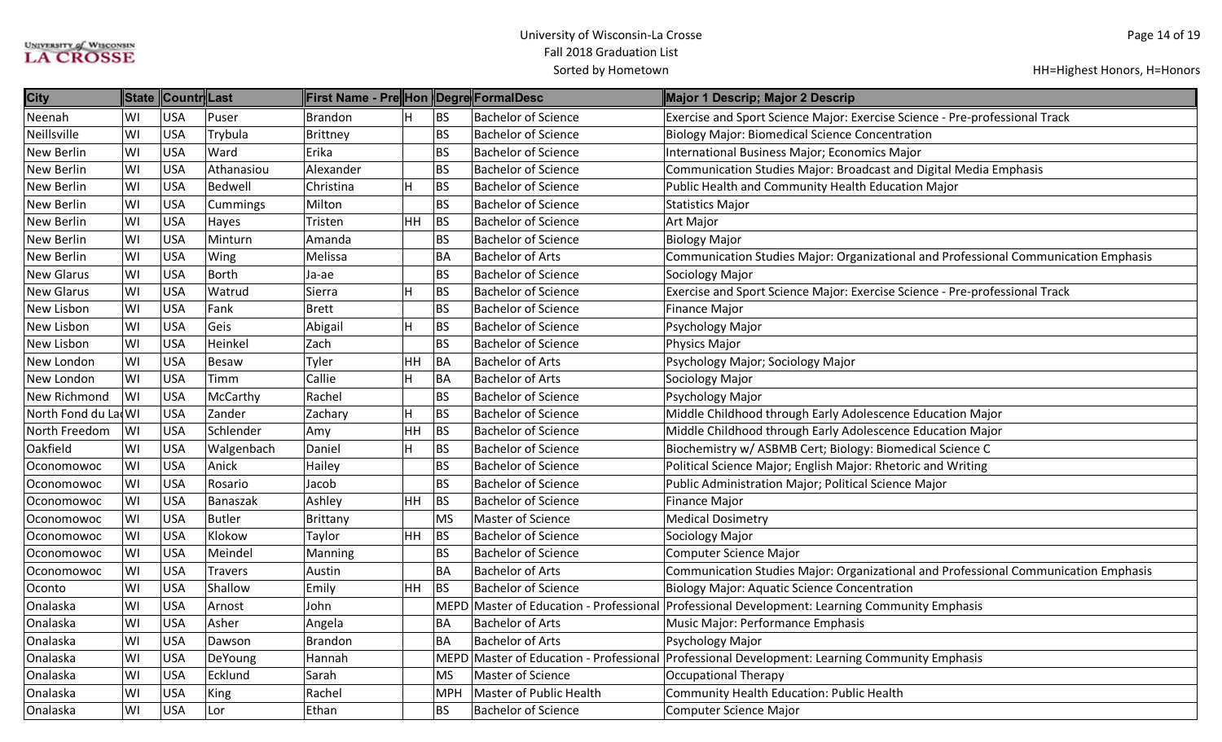# University of Wisconsin-La Crosse
## Fall 2018 Graduation List
### Sorted by Hometown

HH=Highest Honors, H=Honors

| City | State | Countr | Last | First Name - Pre | Hon | Degre | FormalDesc | Major 1 Descrip; Major 2 Descrip |
|---|---|---|---|---|---|---|---|---|
| Neenah | WI | USA | Puser | Brandon | H | BS | Bachelor of Science | Exercise and Sport Science Major: Exercise Science - Pre-professional Track |
| Neillsville | WI | USA | Trybula | Brittney | | BS | Bachelor of Science | Biology Major: Biomedical Science Concentration |
| New Berlin | WI | USA | Ward | Erika | | BS | Bachelor of Science | International Business Major; Economics Major |
| New Berlin | WI | USA | Athanasiou | Alexander | | BS | Bachelor of Science | Communication Studies Major: Broadcast and Digital Media Emphasis |
| New Berlin | WI | USA | Bedwell | Christina | H | BS | Bachelor of Science | Public Health and Community Health Education Major |
| New Berlin | WI | USA | Cummings | Milton | | BS | Bachelor of Science | Statistics Major |
| New Berlin | WI | USA | Hayes | Tristen | HH | BS | Bachelor of Science | Art Major |
| New Berlin | WI | USA | Minturn | Amanda | | BS | Bachelor of Science | Biology Major |
| New Berlin | WI | USA | Wing | Melissa | | BA | Bachelor of Arts | Communication Studies Major: Organizational and Professional Communication Emphasis |
| New Glarus | WI | USA | Borth | Ja-ae | | BS | Bachelor of Science | Sociology Major |
| New Glarus | WI | USA | Watrud | Sierra | H | BS | Bachelor of Science | Exercise and Sport Science Major: Exercise Science - Pre-professional Track |
| New Lisbon | WI | USA | Fank | Brett | | BS | Bachelor of Science | Finance Major |
| New Lisbon | WI | USA | Geis | Abigail | H | BS | Bachelor of Science | Psychology Major |
| New Lisbon | WI | USA | Heinkel | Zach | | BS | Bachelor of Science | Physics Major |
| New London | WI | USA | Besaw | Tyler | HH | BA | Bachelor of Arts | Psychology Major; Sociology Major |
| New London | WI | USA | Timm | Callie | H | BA | Bachelor of Arts | Sociology Major |
| New Richmond | WI | USA | McCarthy | Rachel | | BS | Bachelor of Science | Psychology Major |
| North Fond du La | WI | USA | Zander | Zachary | H | BS | Bachelor of Science | Middle Childhood through Early Adolescence Education Major |
| North Freedom | WI | USA | Schlender | Amy | HH | BS | Bachelor of Science | Middle Childhood through Early Adolescence Education Major |
| Oakfield | WI | USA | Walgenbach | Daniel | H | BS | Bachelor of Science | Biochemistry w/ ASBMB Cert; Biology: Biomedical Science C |
| Oconomowoc | WI | USA | Anick | Hailey | | BS | Bachelor of Science | Political Science Major; English Major: Rhetoric and Writing |
| Oconomowoc | WI | USA | Rosario | Jacob | | BS | Bachelor of Science | Public Administration Major; Political Science Major |
| Oconomowoc | WI | USA | Banaszak | Ashley | HH | BS | Bachelor of Science | Finance Major |
| Oconomowoc | WI | USA | Butler | Brittany | | MS | Master of Science | Medical Dosimetry |
| Oconomowoc | WI | USA | Klokow | Taylor | HH | BS | Bachelor of Science | Sociology Major |
| Oconomowoc | WI | USA | Meindel | Manning | | BS | Bachelor of Science | Computer Science Major |
| Oconomowoc | WI | USA | Travers | Austin | | BA | Bachelor of Arts | Communication Studies Major: Organizational and Professional Communication Emphasis |
| Oconto | WI | USA | Shallow | Emily | HH | BS | Bachelor of Science | Biology Major: Aquatic Science Concentration |
| Onalaska | WI | USA | Arnost | John | | MEPD | Master of Education - Professional | Professional Development: Learning Community Emphasis |
| Onalaska | WI | USA | Asher | Angela | | BA | Bachelor of Arts | Music Major: Performance Emphasis |
| Onalaska | WI | USA | Dawson | Brandon | | BA | Bachelor of Arts | Psychology Major |
| Onalaska | WI | USA | DeYoung | Hannah | | MEPD | Master of Education - Professional | Professional Development: Learning Community Emphasis |
| Onalaska | WI | USA | Ecklund | Sarah | | MS | Master of Science | Occupational Therapy |
| Onalaska | WI | USA | King | Rachel | | MPH | Master of Public Health | Community Health Education: Public Health |
| Onalaska | WI | USA | Lor | Ethan | | BS | Bachelor of Science | Computer Science Major |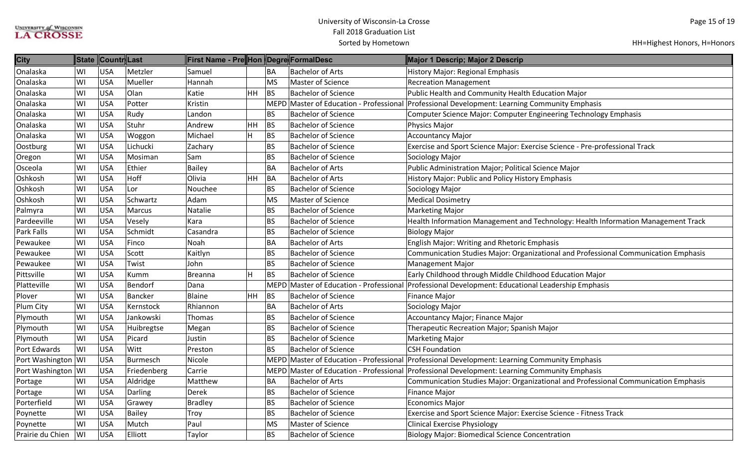University of Wisconsin-La Crosse
Fall 2018 Graduation List
Sorted by Hometown

HH=Highest Honors, H=Honors

| City | State | Countr | Last | First Name - Pre | Hon | Degre | FormalDesc | Major 1 Descrip; Major 2 Descrip |
|---|---|---|---|---|---|---|---|---|
| Onalaska | WI | USA | Metzler | Samuel | | BA | Bachelor of Arts | History Major: Regional Emphasis |
| Onalaska | WI | USA | Mueller | Hannah | | MS | Master of Science | Recreation Management |
| Onalaska | WI | USA | Olan | Katie | HH | BS | Bachelor of Science | Public Health and Community Health Education Major |
| Onalaska | WI | USA | Potter | Kristin | | MEPD | Master of Education - Professional | Professional Development: Learning Community Emphasis |
| Onalaska | WI | USA | Rudy | Landon | | BS | Bachelor of Science | Computer Science Major: Computer Engineering Technology Emphasis |
| Onalaska | WI | USA | Stuhr | Andrew | HH | BS | Bachelor of Science | Physics Major |
| Onalaska | WI | USA | Woggon | Michael | H | BS | Bachelor of Science | Accountancy Major |
| Oostburg | WI | USA | Lichucki | Zachary | | BS | Bachelor of Science | Exercise and Sport Science Major: Exercise Science - Pre-professional Track |
| Oregon | WI | USA | Mosiman | Sam | | BS | Bachelor of Science | Sociology Major |
| Osceola | WI | USA | Ethier | Bailey | | BA | Bachelor of Arts | Public Administration Major; Political Science Major |
| Oshkosh | WI | USA | Hoff | Olivia | HH | BA | Bachelor of Arts | History Major: Public and Policy History Emphasis |
| Oshkosh | WI | USA | Lor | Nouchee | | BS | Bachelor of Science | Sociology Major |
| Oshkosh | WI | USA | Schwartz | Adam | | MS | Master of Science | Medical Dosimetry |
| Palmyra | WI | USA | Marcus | Natalie | | BS | Bachelor of Science | Marketing Major |
| Pardeeville | WI | USA | Vesely | Kara | | BS | Bachelor of Science | Health Information Management and Technology: Health Information Management Track |
| Park Falls | WI | USA | Schmidt | Casandra | | BS | Bachelor of Science | Biology Major |
| Pewaukee | WI | USA | Finco | Noah | | BA | Bachelor of Arts | English Major: Writing and Rhetoric Emphasis |
| Pewaukee | WI | USA | Scott | Kaitlyn | | BS | Bachelor of Science | Communication Studies Major: Organizational and Professional Communication Emphasis |
| Pewaukee | WI | USA | Twist | John | | BS | Bachelor of Science | Management Major |
| Pittsville | WI | USA | Kumm | Breanna | H | BS | Bachelor of Science | Early Childhood through Middle Childhood Education Major |
| Platteville | WI | USA | Bendorf | Dana | | MEPD | Master of Education - Professional | Professional Development: Educational Leadership Emphasis |
| Plover | WI | USA | Bancker | Blaine | HH | BS | Bachelor of Science | Finance Major |
| Plum City | WI | USA | Kernstock | Rhiannon | | BA | Bachelor of Arts | Sociology Major |
| Plymouth | WI | USA | Jankowski | Thomas | | BS | Bachelor of Science | Accountancy Major; Finance Major |
| Plymouth | WI | USA | Huibregtse | Megan | | BS | Bachelor of Science | Therapeutic Recreation Major; Spanish Major |
| Plymouth | WI | USA | Picard | Justin | | BS | Bachelor of Science | Marketing Major |
| Port Edwards | WI | USA | Witt | Preston | | BS | Bachelor of Science | CSH Foundation |
| Port Washington | WI | USA | Burmesch | Nicole | | MEPD | Master of Education - Professional | Professional Development: Learning Community Emphasis |
| Port Washington | WI | USA | Friedenberg | Carrie | | MEPD | Master of Education - Professional | Professional Development: Learning Community Emphasis |
| Portage | WI | USA | Aldridge | Matthew | | BA | Bachelor of Arts | Communication Studies Major: Organizational and Professional Communication Emphasis |
| Portage | WI | USA | Darling | Derek | | BS | Bachelor of Science | Finance Major |
| Porterfield | WI | USA | Grawey | Bradley | | BS | Bachelor of Science | Economics Major |
| Poynette | WI | USA | Bailey | Troy | | BS | Bachelor of Science | Exercise and Sport Science Major: Exercise Science - Fitness Track |
| Poynette | WI | USA | Mutch | Paul | | MS | Master of Science | Clinical Exercise Physiology |
| Prairie du Chien | WI | USA | Elliott | Taylor | | BS | Bachelor of Science | Biology Major: Biomedical Science Concentration |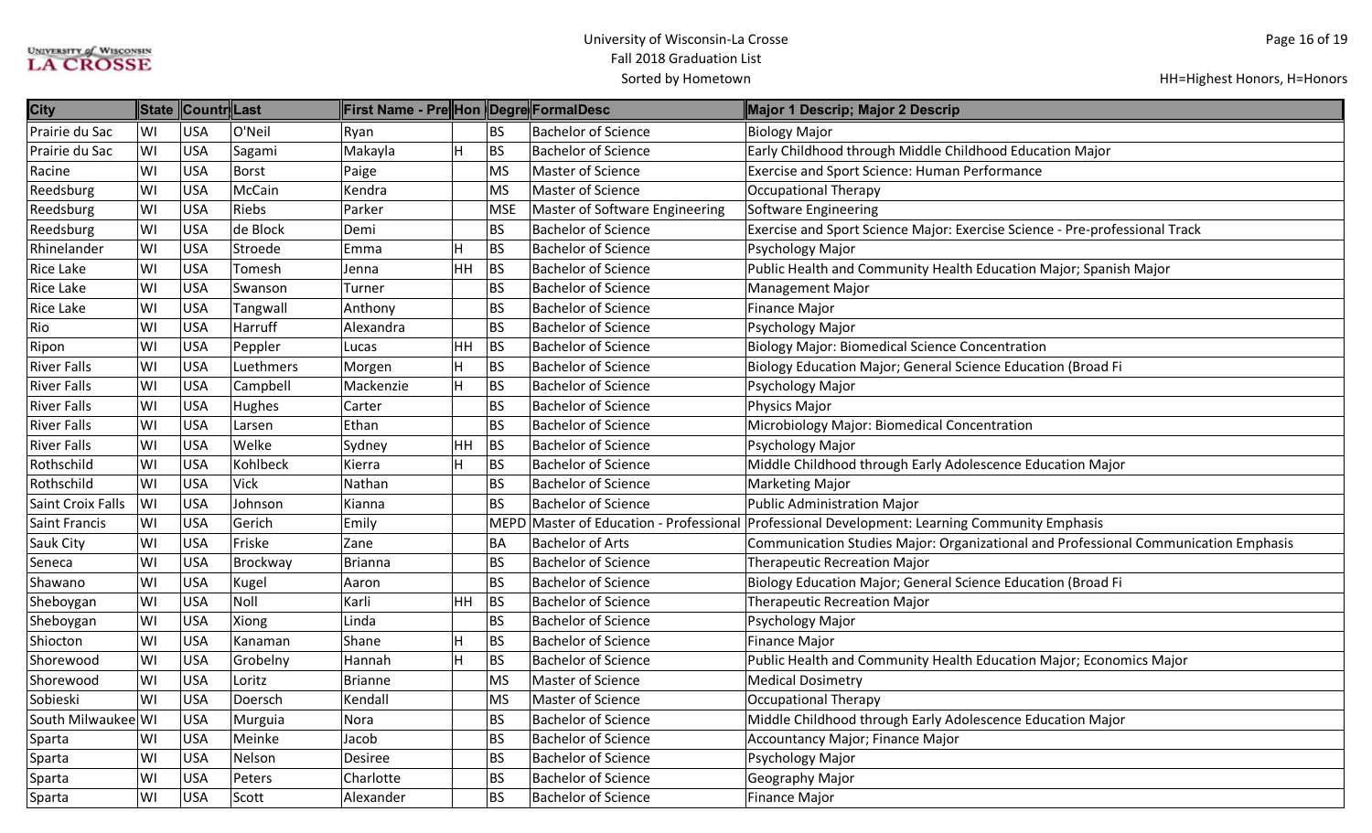# University of Wisconsin-La Crosse
## Fall 2018 Graduation List
### Sorted by Hometown

HH=Highest Honors, H=Honors

| City | State | Countr | Last | First Name - Pre | Hon | Degre | FormalDesc | Major 1 Descrip; Major 2 Descrip |
|---|---|---|---|---|---|---|---|---|
| Prairie du Sac | WI | USA | O'Neil | Ryan | | BS | Bachelor of Science | Biology Major |
| Prairie du Sac | WI | USA | Sagami | Makayla | H | BS | Bachelor of Science | Early Childhood through Middle Childhood Education Major |
| Racine | WI | USA | Borst | Paige | | MS | Master of Science | Exercise and Sport Science: Human Performance |
| Reedsburg | WI | USA | McCain | Kendra | | MS | Master of Science | Occupational Therapy |
| Reedsburg | WI | USA | Riebs | Parker | | MSE | Master of Software Engineering | Software Engineering |
| Reedsburg | WI | USA | de Block | Demi | | BS | Bachelor of Science | Exercise and Sport Science Major: Exercise Science - Pre-professional Track |
| Rhinelander | WI | USA | Stroede | Emma | H | BS | Bachelor of Science | Psychology Major |
| Rice Lake | WI | USA | Tomesh | Jenna | HH | BS | Bachelor of Science | Public Health and Community Health Education Major; Spanish Major |
| Rice Lake | WI | USA | Swanson | Turner | | BS | Bachelor of Science | Management Major |
| Rice Lake | WI | USA | Tangwall | Anthony | | BS | Bachelor of Science | Finance Major |
| Rio | WI | USA | Harruff | Alexandra | | BS | Bachelor of Science | Psychology Major |
| Ripon | WI | USA | Peppler | Lucas | HH | BS | Bachelor of Science | Biology Major: Biomedical Science Concentration |
| River Falls | WI | USA | Luethmers | Morgen | H | BS | Bachelor of Science | Biology Education Major; General Science Education (Broad Fi |
| River Falls | WI | USA | Campbell | Mackenzie | H | BS | Bachelor of Science | Psychology Major |
| River Falls | WI | USA | Hughes | Carter | | BS | Bachelor of Science | Physics Major |
| River Falls | WI | USA | Larsen | Ethan | | BS | Bachelor of Science | Microbiology Major: Biomedical Concentration |
| River Falls | WI | USA | Welke | Sydney | HH | BS | Bachelor of Science | Psychology Major |
| Rothschild | WI | USA | Kohlbeck | Kierra | H | BS | Bachelor of Science | Middle Childhood through Early Adolescence Education Major |
| Rothschild | WI | USA | Vick | Nathan | | BS | Bachelor of Science | Marketing Major |
| Saint Croix Falls | WI | USA | Johnson | Kianna | | BS | Bachelor of Science | Public Administration Major |
| Saint Francis | WI | USA | Gerich | Emily | | MEPD | Master of Education - Professional | Professional Development: Learning Community Emphasis |
| Sauk City | WI | USA | Friske | Zane | | BA | Bachelor of Arts | Communication Studies Major: Organizational and Professional Communication Emphasis |
| Seneca | WI | USA | Brockway | Brianna | | BS | Bachelor of Science | Therapeutic Recreation Major |
| Shawano | WI | USA | Kugel | Aaron | | BS | Bachelor of Science | Biology Education Major; General Science Education (Broad Fi |
| Sheboygan | WI | USA | Noll | Karli | HH | BS | Bachelor of Science | Therapeutic Recreation Major |
| Sheboygan | WI | USA | Xiong | Linda | | BS | Bachelor of Science | Psychology Major |
| Shiocton | WI | USA | Kanaman | Shane | H | BS | Bachelor of Science | Finance Major |
| Shorewood | WI | USA | Grobelny | Hannah | H | BS | Bachelor of Science | Public Health and Community Health Education Major; Economics Major |
| Shorewood | WI | USA | Loritz | Brianne | | MS | Master of Science | Medical Dosimetry |
| Sobieski | WI | USA | Doersch | Kendall | | MS | Master of Science | Occupational Therapy |
| South Milwaukee | WI | USA | Murguia | Nora | | BS | Bachelor of Science | Middle Childhood through Early Adolescence Education Major |
| Sparta | WI | USA | Meinke | Jacob | | BS | Bachelor of Science | Accountancy Major; Finance Major |
| Sparta | WI | USA | Nelson | Desiree | | BS | Bachelor of Science | Psychology Major |
| Sparta | WI | USA | Peters | Charlotte | | BS | Bachelor of Science | Geography Major |
| Sparta | WI | USA | Scott | Alexander | | BS | Bachelor of Science | Finance Major |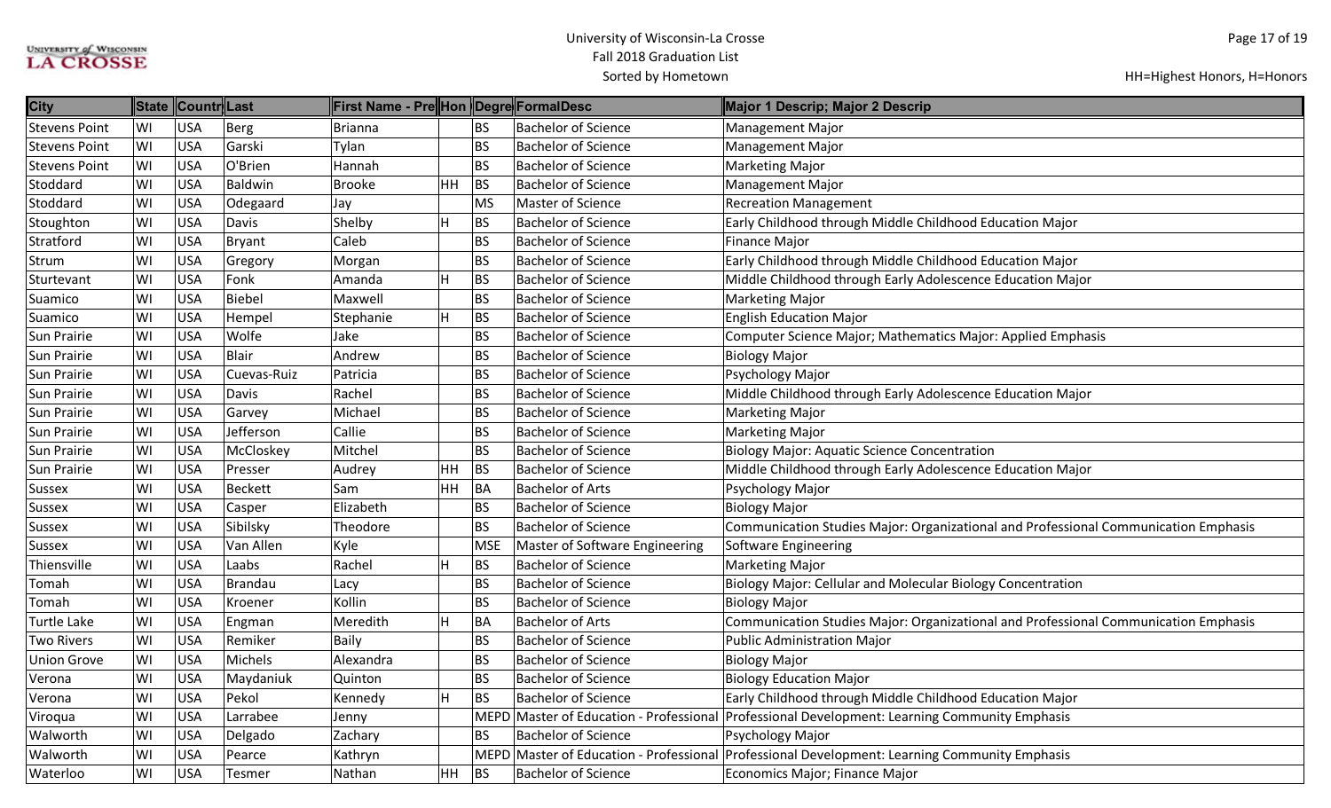University of Wisconsin-La Crosse
Fall 2018 Graduation List
Sorted by Hometown

HH=Highest Honors, H=Honors

| City | State | Country | Last | First Name - Pref | Hon | Degree | FormalDesc | Major 1 Descrip; Major 2 Descrip |
|---|---|---|---|---|---|---|---|---|
| Stevens Point | WI | USA | Berg | Brianna | | BS | Bachelor of Science | Management Major |
| Stevens Point | WI | USA | Garski | Tylan | | BS | Bachelor of Science | Management Major |
| Stevens Point | WI | USA | O'Brien | Hannah | | BS | Bachelor of Science | Marketing Major |
| Stoddard | WI | USA | Baldwin | Brooke | HH | BS | Bachelor of Science | Management Major |
| Stoddard | WI | USA | Odegaard | Jay | | MS | Master of Science | Recreation Management |
| Stoughton | WI | USA | Davis | Shelby | H | BS | Bachelor of Science | Early Childhood through Middle Childhood Education Major |
| Stratford | WI | USA | Bryant | Caleb | | BS | Bachelor of Science | Finance Major |
| Strum | WI | USA | Gregory | Morgan | | BS | Bachelor of Science | Early Childhood through Middle Childhood Education Major |
| Sturtevant | WI | USA | Fonk | Amanda | H | BS | Bachelor of Science | Middle Childhood through Early Adolescence Education Major |
| Suamico | WI | USA | Biebel | Maxwell | | BS | Bachelor of Science | Marketing Major |
| Suamico | WI | USA | Hempel | Stephanie | H | BS | Bachelor of Science | English Education Major |
| Sun Prairie | WI | USA | Wolfe | Jake | | BS | Bachelor of Science | Computer Science Major; Mathematics Major: Applied Emphasis |
| Sun Prairie | WI | USA | Blair | Andrew | | BS | Bachelor of Science | Biology Major |
| Sun Prairie | WI | USA | Cuevas-Ruiz | Patricia | | BS | Bachelor of Science | Psychology Major |
| Sun Prairie | WI | USA | Davis | Rachel | | BS | Bachelor of Science | Middle Childhood through Early Adolescence Education Major |
| Sun Prairie | WI | USA | Garvey | Michael | | BS | Bachelor of Science | Marketing Major |
| Sun Prairie | WI | USA | Jefferson | Callie | | BS | Bachelor of Science | Marketing Major |
| Sun Prairie | WI | USA | McCloskey | Mitchel | | BS | Bachelor of Science | Biology Major: Aquatic Science Concentration |
| Sun Prairie | WI | USA | Presser | Audrey | HH | BS | Bachelor of Science | Middle Childhood through Early Adolescence Education Major |
| Sussex | WI | USA | Beckett | Sam | HH | BA | Bachelor of Arts | Psychology Major |
| Sussex | WI | USA | Casper | Elizabeth | | BS | Bachelor of Science | Biology Major |
| Sussex | WI | USA | Sibilsky | Theodore | | BS | Bachelor of Science | Communication Studies Major: Organizational and Professional Communication Emphasis |
| Sussex | WI | USA | Van Allen | Kyle | | MSE | Master of Software Engineering | Software Engineering |
| Thiensville | WI | USA | Laabs | Rachel | H | BS | Bachelor of Science | Marketing Major |
| Tomah | WI | USA | Brandau | Lacy | | BS | Bachelor of Science | Biology Major: Cellular and Molecular Biology Concentration |
| Tomah | WI | USA | Kroener | Kollin | | BS | Bachelor of Science | Biology Major |
| Turtle Lake | WI | USA | Engman | Meredith | H | BA | Bachelor of Arts | Communication Studies Major: Organizational and Professional Communication Emphasis |
| Two Rivers | WI | USA | Remiker | Baily | | BS | Bachelor of Science | Public Administration Major |
| Union Grove | WI | USA | Michels | Alexandra | | BS | Bachelor of Science | Biology Major |
| Verona | WI | USA | Maydaniuk | Quinton | | BS | Bachelor of Science | Biology Education Major |
| Verona | WI | USA | Pekol | Kennedy | H | BS | Bachelor of Science | Early Childhood through Middle Childhood Education Major |
| Viroqua | WI | USA | Larrabee | Jenny | | MEPD | Master of Education - Professional | Professional Development: Learning Community Emphasis |
| Walworth | WI | USA | Delgado | Zachary | | BS | Bachelor of Science | Psychology Major |
| Walworth | WI | USA | Pearce | Kathryn | | MEPD | Master of Education - Professional | Professional Development: Learning Community Emphasis |
| Waterloo | WI | USA | Tesmer | Nathan | HH | BS | Bachelor of Science | Economics Major; Finance Major |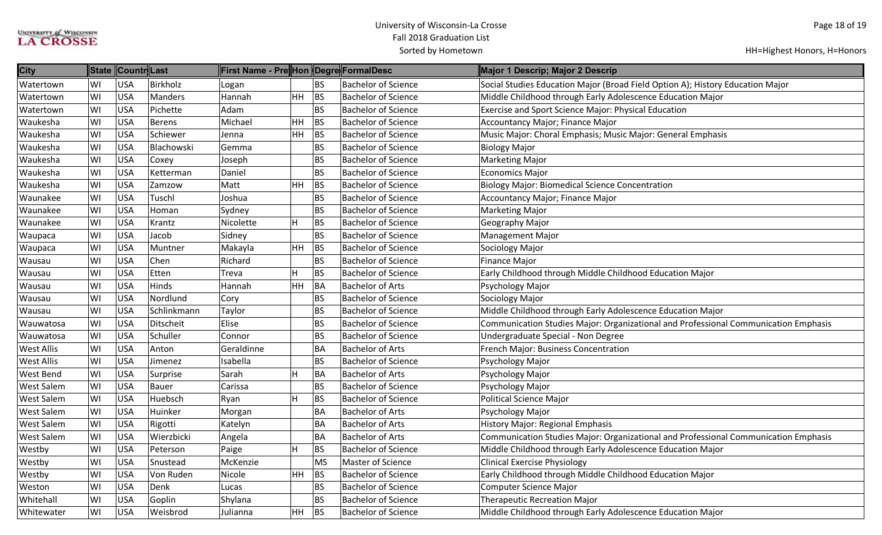# University of Wisconsin-La Crosse
## Fall 2018 Graduation List
### Sorted by Hometown

HH=Highest Honors, H=Honors

| City | State | Countr | Last | First Name - Pre | Hon | Degre | FormalDesc | Major 1 Descrip; Major 2 Descrip |
|---|---|---|---|---|---|---|---|---|
| Watertown | WI | USA | Birkholz | Logan | | BS | Bachelor of Science | Social Studies Education Major (Broad Field Option A); History Education Major |
| Watertown | WI | USA | Manders | Hannah | HH | BS | Bachelor of Science | Middle Childhood through Early Adolescence Education Major |
| Watertown | WI | USA | Pichette | Adam | | BS | Bachelor of Science | Exercise and Sport Science Major: Physical Education |
| Waukesha | WI | USA | Berens | Michael | HH | BS | Bachelor of Science | Accountancy Major; Finance Major |
| Waukesha | WI | USA | Schiewer | Jenna | HH | BS | Bachelor of Science | Music Major: Choral Emphasis; Music Major: General Emphasis |
| Waukesha | WI | USA | Blachowski | Gemma | | BS | Bachelor of Science | Biology Major |
| Waukesha | WI | USA | Coxey | Joseph | | BS | Bachelor of Science | Marketing Major |
| Waukesha | WI | USA | Ketterman | Daniel | | BS | Bachelor of Science | Economics Major |
| Waukesha | WI | USA | Zamzow | Matt | HH | BS | Bachelor of Science | Biology Major: Biomedical Science Concentration |
| Waunakee | WI | USA | Tuschl | Joshua | | BS | Bachelor of Science | Accountancy Major; Finance Major |
| Waunakee | WI | USA | Homan | Sydney | | BS | Bachelor of Science | Marketing Major |
| Waunakee | WI | USA | Krantz | Nicolette | H | BS | Bachelor of Science | Geography Major |
| Waupaca | WI | USA | Jacob | Sidney | | BS | Bachelor of Science | Management Major |
| Waupaca | WI | USA | Muntner | Makayla | HH | BS | Bachelor of Science | Sociology Major |
| Wausau | WI | USA | Chen | Richard | | BS | Bachelor of Science | Finance Major |
| Wausau | WI | USA | Etten | Treva | H | BS | Bachelor of Science | Early Childhood through Middle Childhood Education Major |
| Wausau | WI | USA | Hinds | Hannah | HH | BA | Bachelor of Arts | Psychology Major |
| Wausau | WI | USA | Nordlund | Cory | | BS | Bachelor of Science | Sociology Major |
| Wausau | WI | USA | Schlinkmann | Taylor | | BS | Bachelor of Science | Middle Childhood through Early Adolescence Education Major |
| Wauwatosa | WI | USA | Ditscheit | Elise | | BS | Bachelor of Science | Communication Studies Major: Organizational and Professional Communication Emphasis |
| Wauwatosa | WI | USA | Schuller | Connor | | BS | Bachelor of Science | Undergraduate Special - Non Degree |
| West Allis | WI | USA | Anton | Geraldinne | | BA | Bachelor of Arts | French Major: Business Concentration |
| West Allis | WI | USA | Jimenez | Isabella | | BS | Bachelor of Science | Psychology Major |
| West Bend | WI | USA | Surprise | Sarah | H | BA | Bachelor of Arts | Psychology Major |
| West Salem | WI | USA | Bauer | Carissa | | BS | Bachelor of Science | Psychology Major |
| West Salem | WI | USA | Huebsch | Ryan | H | BS | Bachelor of Science | Political Science Major |
| West Salem | WI | USA | Huinker | Morgan | | BA | Bachelor of Arts | Psychology Major |
| West Salem | WI | USA | Rigotti | Katelyn | | BA | Bachelor of Arts | History Major: Regional Emphasis |
| West Salem | WI | USA | Wierzbicki | Angela | | BA | Bachelor of Arts | Communication Studies Major: Organizational and Professional Communication Emphasis |
| Westby | WI | USA | Peterson | Paige | H | BS | Bachelor of Science | Middle Childhood through Early Adolescence Education Major |
| Westby | WI | USA | Snustead | McKenzie | | MS | Master of Science | Clinical Exercise Physiology |
| Westby | WI | USA | Von Ruden | Nicole | HH | BS | Bachelor of Science | Early Childhood through Middle Childhood Education Major |
| Weston | WI | USA | Denk | Lucas | | BS | Bachelor of Science | Computer Science Major |
| Whitehall | WI | USA | Goplin | Shylana | | BS | Bachelor of Science | Therapeutic Recreation Major |
| Whitewater | WI | USA | Weisbrod | Julianna | HH | BS | Bachelor of Science | Middle Childhood through Early Adolescence Education Major |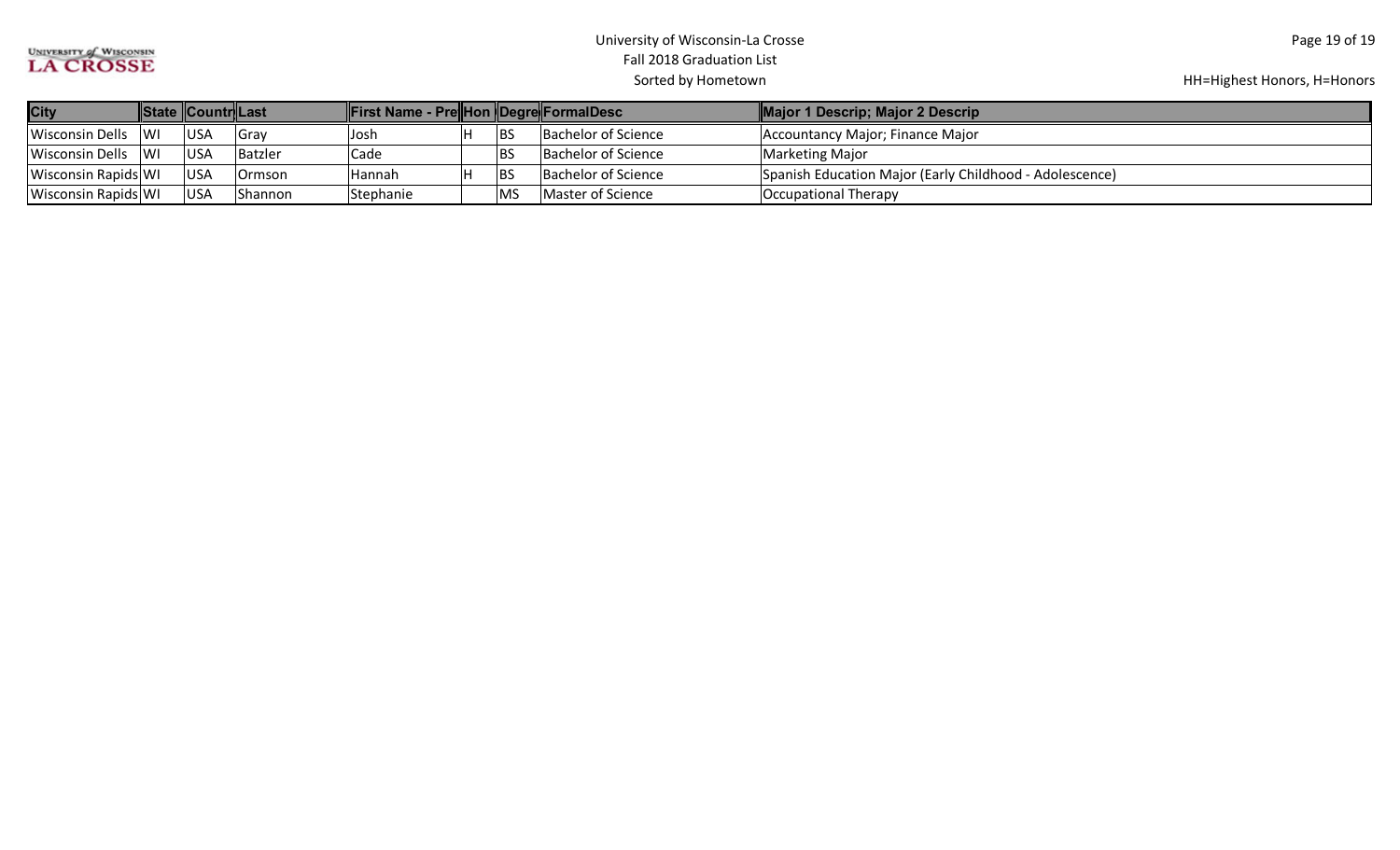University of Wisconsin-La Crosse
Fall 2018 Graduation List
Sorted by Hometown

HH=Highest Honors, H=Honors

| City | State | Countr | Last | First Name - Pre | Hon | Degre | FormalDesc | Major 1 Descrip; Major 2 Descrip |
|---|---|---|---|---|---|---|---|---|
| Wisconsin Dells | WI | USA | Gray | Josh | H | BS | Bachelor of Science | Accountancy Major; Finance Major |
| Wisconsin Dells | WI | USA | Batzler | Cade | | BS | Bachelor of Science | Marketing Major |
| Wisconsin Rapids | WI | USA | Ormson | Hannah | H | BS | Bachelor of Science | Spanish Education Major (Early Childhood - Adolescence) |
| Wisconsin Rapids | WI | USA | Shannon | Stephanie | | MS | Master of Science | Occupational Therapy |